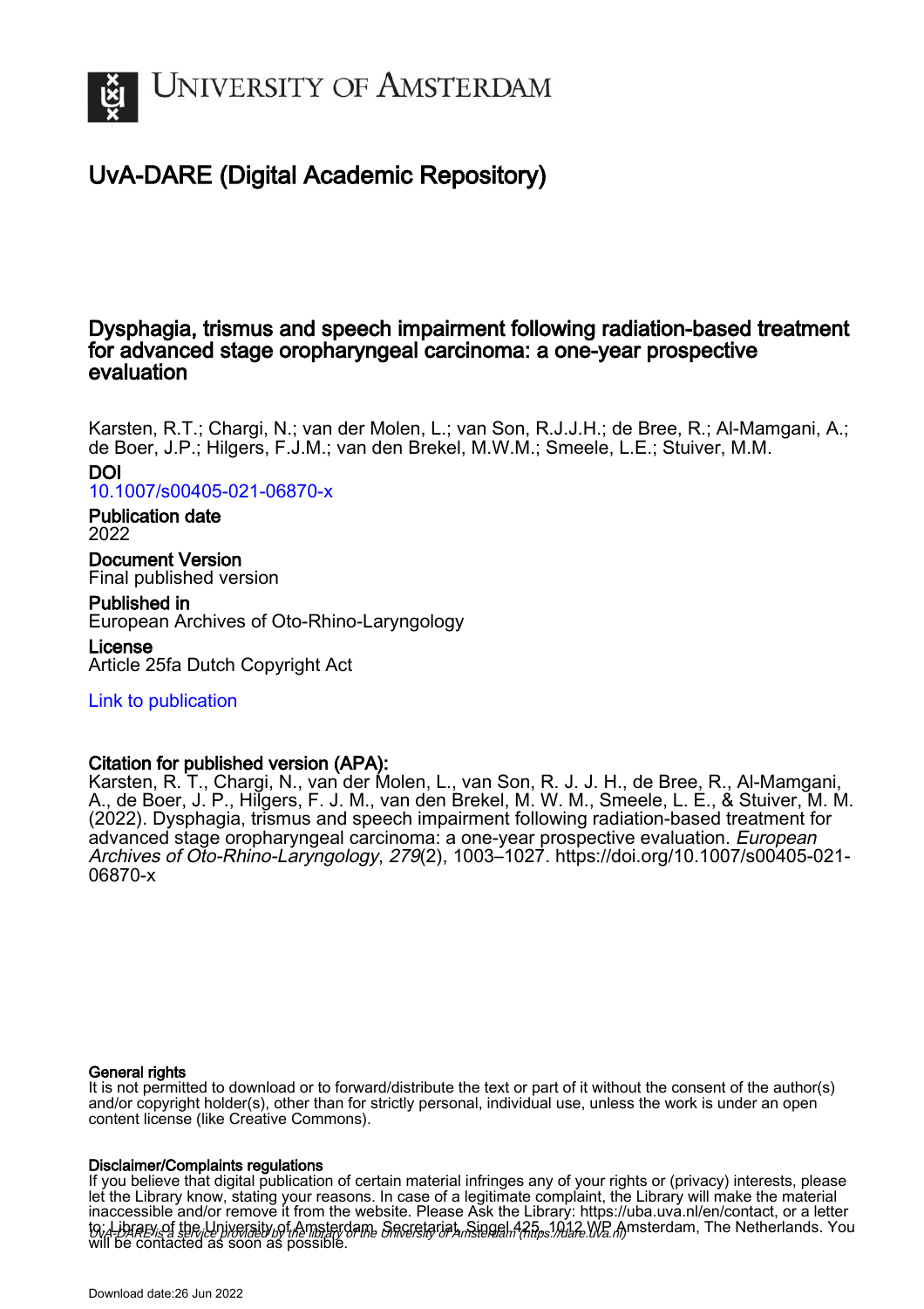# University of Amsterdam

## UvA-DARE (Digital Academic Repository)

### Dysphagia, trismus and speech impairment following radiation-based treatment for advanced stage oropharyngeal carcinoma: a one-year prospective evaluation

Karsten, R.T.; Chargi, N.; van der Molen, L.; van Son, R.J.J.H.; de Bree, R.; Al-Mamgani, A.; de Boer, J.P.; Hilgers, F.J.M.; van den Brekel, M.W.M.; Smeele, L.E.; Stuiver, M.M.

**DOI**
10.1007/s00405-021-06870-x

**Publication date**
2022

**Document Version**
Final published version

**Published in**
European Archives of Oto-Rhino-Laryngology

**License**
Article 25fa Dutch Copyright Act

Link to publication

**Citation for published version (APA):**
Karsten, R. T., Chargi, N., van der Molen, L., van Son, R. J. J. H., de Bree, R., Al-Mamgani, A., de Boer, J. P., Hilgers, F. J. M., van den Brekel, M. W. M., Smeele, L. E., & Stuiver, M. M. (2022). Dysphagia, trismus and speech impairment following radiation-based treatment for advanced stage oropharyngeal carcinoma: a one-year prospective evaluation. *European Archives of Oto-Rhino-Laryngology*, *279*(2), 1003–1027. https://doi.org/10.1007/s00405-021-06870-x

**General rights**
It is not permitted to download or to forward/distribute the text or part of it without the consent of the author(s) and/or copyright holder(s), other than for strictly personal, individual use, unless the work is under an open content license (like Creative Commons).

**Disclaimer/Complaints regulations**
If you believe that digital publication of certain material infringes any of your rights or (privacy) interests, please let the Library know, stating your reasons. In case of a legitimate complaint, the Library will make the material inaccessible and/or remove it from the website. Please Ask the Library: https://uba.uva.nl/en/contact, or a letter to: Library of the University of Amsterdam, Secretariat, Singel 425, 1012 WP Amsterdam, The Netherlands. You will be contacted as soon as possible.

*UvA-DARE is a service provided by the library of the University of Amsterdam (https://dare.uva.nl)*

Download date:26 Jun 2022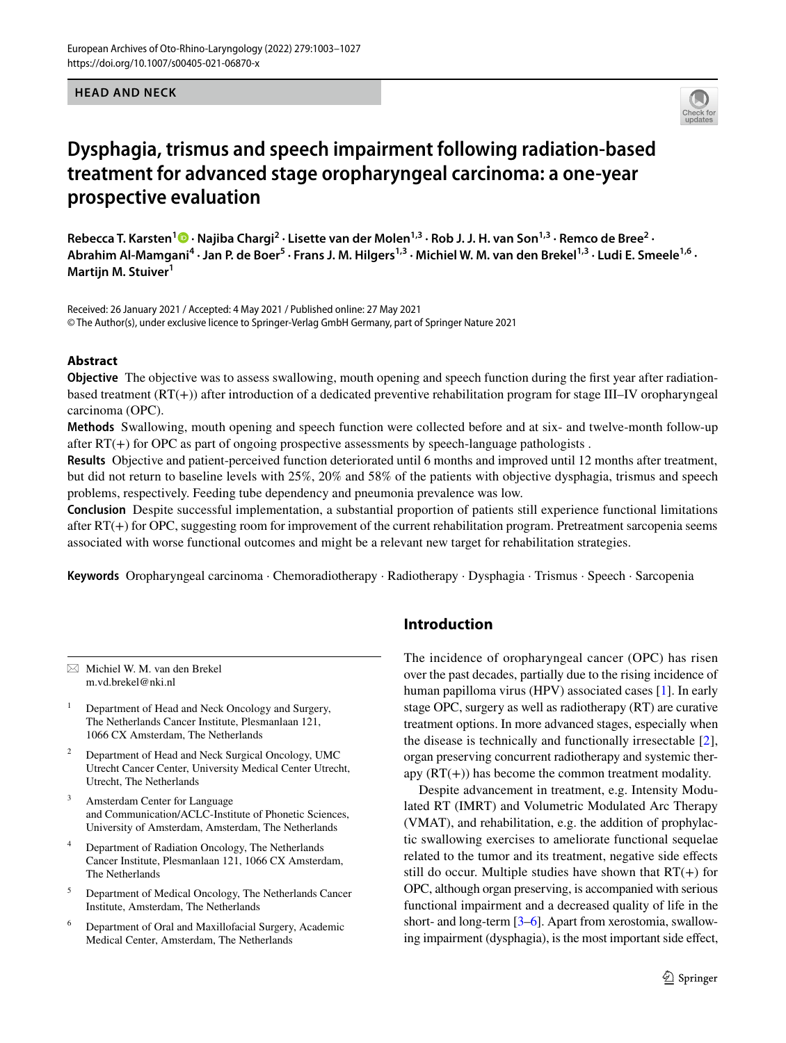# Dysphagia, trismus and speech impairment following radiation-based treatment for advanced stage oropharyngeal carcinoma: a one-year prospective evaluation

**Rebecca T. Karsten[1] · Najiba Chargi[2] · Lisette van der Molen[1,3] · Rob J. J. H. van Son[1,3] · Remco de Bree[2] · Abrahim Al-Mamgani[4] · Jan P. de Boer[5] · Frans J. M. Hilgers[1,3] · Michiel W. M. van den Brekel[1,3] · Ludi E. Smeele[1,6] · Martijn M. Stuiver[1]**

Received: 26 January 2021 / Accepted: 4 May 2021 / Published online: 27 May 2021
© The Author(s), under exclusive licence to Springer-Verlag GmbH Germany, part of Springer Nature 2021

## Abstract

**Objective** The objective was to assess swallowing, mouth opening and speech function during the first year after radiation-based treatment (RT(+)) after introduction of a dedicated preventive rehabilitation program for stage III–IV oropharyngeal carcinoma (OPC).

**Methods** Swallowing, mouth opening and speech function were collected before and at six- and twelve-month follow-up after RT(+) for OPC as part of ongoing prospective assessments by speech-language pathologists .

**Results** Objective and patient-perceived function deteriorated until 6 months and improved until 12 months after treatment, but did not return to baseline levels with 25%, 20% and 58% of the patients with objective dysphagia, trismus and speech problems, respectively. Feeding tube dependency and pneumonia prevalence was low.

**Conclusion** Despite successful implementation, a substantial proportion of patients still experience functional limitations after RT(+) for OPC, suggesting room for improvement of the current rehabilitation program. Pretreatment sarcopenia seems associated with worse functional outcomes and might be a relevant new target for rehabilitation strategies.

**Keywords** Oropharyngeal carcinoma · Chemoradiotherapy · Radiotherapy · Dysphagia · Trismus · Speech · Sarcopenia

## Introduction

The incidence of oropharyngeal cancer (OPC) has risen over the past decades, partially due to the rising incidence of human papilloma virus (HPV) associated cases [1]. In early stage OPC, surgery as well as radiotherapy (RT) are curative treatment options. In more advanced stages, especially when the disease is technically and functionally irresectable [2], organ preserving concurrent radiotherapy and systemic therapy (RT(+)) has become the common treatment modality.

Despite advancement in treatment, e.g. Intensity Modulated RT (IMRT) and Volumetric Modulated Arc Therapy (VMAT), and rehabilitation, e.g. the addition of prophylactic swallowing exercises to ameliorate functional sequelae related to the tumor and its treatment, negative side effects still do occur. Multiple studies have shown that RT(+) for OPC, although organ preserving, is accompanied with serious functional impairment and a decreased quality of life in the short- and long-term [3–6]. Apart from xerostomia, swallowing impairment (dysphagia), is the most important side effect,

✉ Michiel W. M. van den Brekel
m.vd.brekel@nki.nl

[1] Department of Head and Neck Oncology and Surgery, The Netherlands Cancer Institute, Plesmanlaan 121, 1066 CX Amsterdam, The Netherlands

[2] Department of Head and Neck Surgical Oncology, UMC Utrecht Cancer Center, University Medical Center Utrecht, Utrecht, The Netherlands

[3] Amsterdam Center for Language and Communication/ACLC-Institute of Phonetic Sciences, University of Amsterdam, Amsterdam, The Netherlands

[4] Department of Radiation Oncology, The Netherlands Cancer Institute, Plesmanlaan 121, 1066 CX Amsterdam, The Netherlands

[5] Department of Medical Oncology, The Netherlands Cancer Institute, Amsterdam, The Netherlands

[6] Department of Oral and Maxillofacial Surgery, Academic Medical Center, Amsterdam, The Netherlands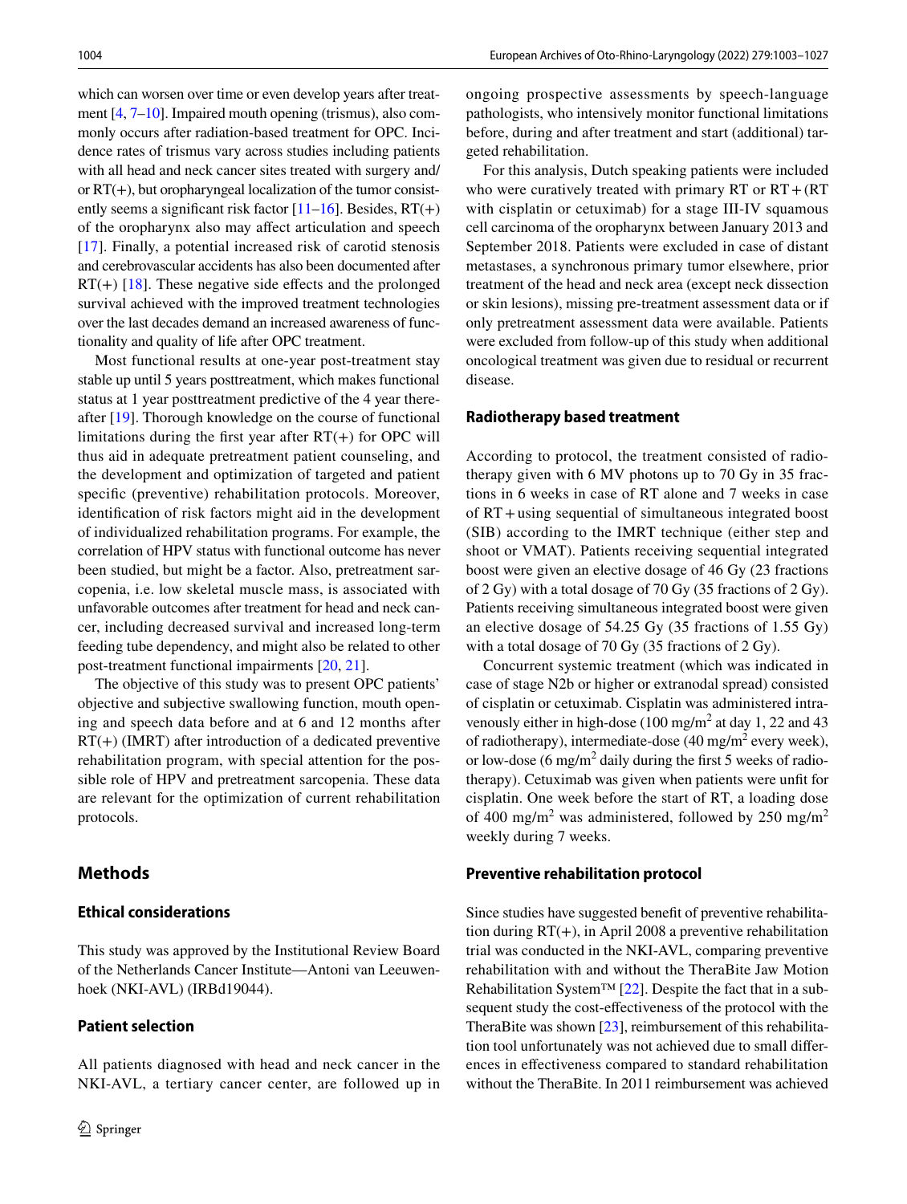which can worsen over time or even develop years after treatment [4, 7–10]. Impaired mouth opening (trismus), also commonly occurs after radiation-based treatment for OPC. Incidence rates of trismus vary across studies including patients with all head and neck cancer sites treated with surgery and/or RT(+), but oropharyngeal localization of the tumor consistently seems a significant risk factor [11–16]. Besides, RT(+) of the oropharynx also may affect articulation and speech [17]. Finally, a potential increased risk of carotid stenosis and cerebrovascular accidents has also been documented after RT(+) [18]. These negative side effects and the prolonged survival achieved with the improved treatment technologies over the last decades demand an increased awareness of functionality and quality of life after OPC treatment.

Most functional results at one-year post-treatment stay stable up until 5 years posttreatment, which makes functional status at 1 year posttreatment predictive of the 4 year thereafter [19]. Thorough knowledge on the course of functional limitations during the first year after RT(+) for OPC will thus aid in adequate pretreatment patient counseling, and the development and optimization of targeted and patient specific (preventive) rehabilitation protocols. Moreover, identification of risk factors might aid in the development of individualized rehabilitation programs. For example, the correlation of HPV status with functional outcome has never been studied, but might be a factor. Also, pretreatment sarcopenia, i.e. low skeletal muscle mass, is associated with unfavorable outcomes after treatment for head and neck cancer, including decreased survival and increased long-term feeding tube dependency, and might also be related to other post-treatment functional impairments [20, 21].

The objective of this study was to present OPC patients' objective and subjective swallowing function, mouth opening and speech data before and at 6 and 12 months after RT(+) (IMRT) after introduction of a dedicated preventive rehabilitation program, with special attention for the possible role of HPV and pretreatment sarcopenia. These data are relevant for the optimization of current rehabilitation protocols.

## Methods

### Ethical considerations

This study was approved by the Institutional Review Board of the Netherlands Cancer Institute—Antoni van Leeuwenhoek (NKI-AVL) (IRBd19044).

### Patient selection

All patients diagnosed with head and neck cancer in the NKI-AVL, a tertiary cancer center, are followed up in ongoing prospective assessments by speech-language pathologists, who intensively monitor functional limitations before, during and after treatment and start (additional) targeted rehabilitation.

For this analysis, Dutch speaking patients were included who were curatively treated with primary RT or RT + (RT with cisplatin or cetuximab) for a stage III-IV squamous cell carcinoma of the oropharynx between January 2013 and September 2018. Patients were excluded in case of distant metastases, a synchronous primary tumor elsewhere, prior treatment of the head and neck area (except neck dissection or skin lesions), missing pre-treatment assessment data or if only pretreatment assessment data were available. Patients were excluded from follow-up of this study when additional oncological treatment was given due to residual or recurrent disease.

### Radiotherapy based treatment

According to protocol, the treatment consisted of radiotherapy given with 6 MV photons up to 70 Gy in 35 fractions in 6 weeks in case of RT alone and 7 weeks in case of RT + using sequential of simultaneous integrated boost (SIB) according to the IMRT technique (either step and shoot or VMAT). Patients receiving sequential integrated boost were given an elective dosage of 46 Gy (23 fractions of 2 Gy) with a total dosage of 70 Gy (35 fractions of 2 Gy). Patients receiving simultaneous integrated boost were given an elective dosage of 54.25 Gy (35 fractions of 1.55 Gy) with a total dosage of 70 Gy (35 fractions of 2 Gy).

Concurrent systemic treatment (which was indicated in case of stage N2b or higher or extranodal spread) consisted of cisplatin or cetuximab. Cisplatin was administered intravenously either in high-dose (100 mg/m$^2$ at day 1, 22 and 43 of radiotherapy), intermediate-dose (40 mg/m$^2$ every week), or low-dose (6 mg/m$^2$ daily during the first 5 weeks of radiotherapy). Cetuximab was given when patients were unfit for cisplatin. One week before the start of RT, a loading dose of 400 mg/m$^2$ was administered, followed by 250 mg/m$^2$ weekly during 7 weeks.

### Preventive rehabilitation protocol

Since studies have suggested benefit of preventive rehabilitation during RT(+), in April 2008 a preventive rehabilitation trial was conducted in the NKI-AVL, comparing preventive rehabilitation with and without the TheraBite Jaw Motion Rehabilitation System™ [22]. Despite the fact that in a subsequent study the cost-effectiveness of the protocol with the TheraBite was shown [23], reimbursement of this rehabilitation tool unfortunately was not achieved due to small differences in effectiveness compared to standard rehabilitation without the TheraBite. In 2011 reimbursement was achieved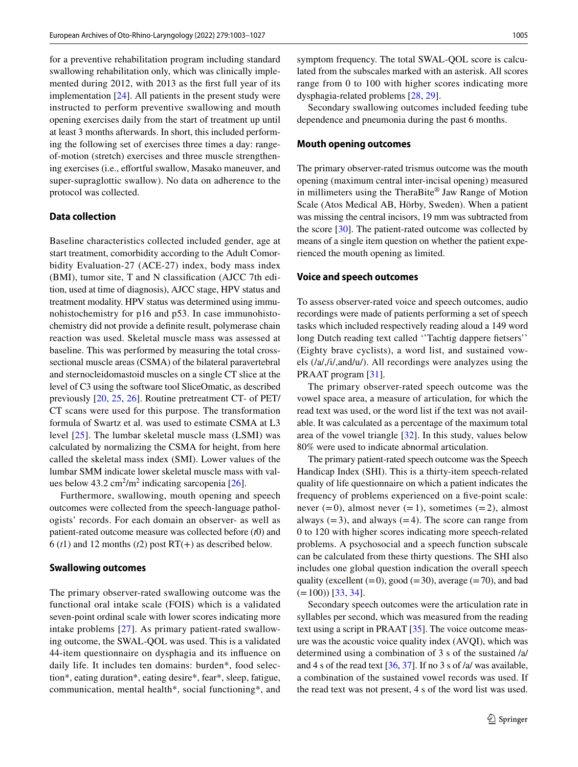for a preventive rehabilitation program including standard swallowing rehabilitation only, which was clinically implemented during 2012, with 2013 as the first full year of its implementation [24]. All patients in the present study were instructed to perform preventive swallowing and mouth opening exercises daily from the start of treatment up until at least 3 months afterwards. In short, this included performing the following set of exercises three times a day: range-of-motion (stretch) exercises and three muscle strengthening exercises (i.e., effortful swallow, Masako maneuver, and super-supraglottic swallow). No data on adherence to the protocol was collected.

### Data collection

Baseline characteristics collected included gender, age at start treatment, comorbidity according to the Adult Comorbidity Evaluation-27 (ACE-27) index, body mass index (BMI), tumor site, T and N classification (AJCC 7th edition, used at time of diagnosis), AJCC stage, HPV status and treatment modality. HPV status was determined using immunohistochemistry for p16 and p53. In case immunohistochemistry did not provide a definite result, polymerase chain reaction was used. Skeletal muscle mass was assessed at baseline. This was performed by measuring the total cross-sectional muscle areas (CSMA) of the bilateral paravertebral and sternocleidomastoid muscles on a single CT slice at the level of C3 using the software tool SliceOmatic, as described previously [20, 25, 26]. Routine pretreatment CT- of PET/CT scans were used for this purpose. The transformation formula of Swartz et al. was used to estimate CSMA at L3 level [25]. The lumbar skeletal muscle mass (LSMI) was calculated by normalizing the CSMA for height, from here called the skeletal mass index (SMI). Lower values of the lumbar SMM indicate lower skeletal muscle mass with values below 43.2 $cm^2/m^2$ indicating sarcopenia [26].

Furthermore, swallowing, mouth opening and speech outcomes were collected from the speech-language pathologists' records. For each domain an observer- as well as patient-rated outcome measure was collected before ($t0$) and 6 ($t1$) and 12 months ($t2$) post RT(+) as described below.

### Swallowing outcomes

The primary observer-rated swallowing outcome was the functional oral intake scale (FOIS) which is a validated seven-point ordinal scale with lower scores indicating more intake problems [27]. As primary patient-rated swallowing outcome, the SWAL-QOL was used. This is a validated 44-item questionnaire on dysphagia and its influence on daily life. It includes ten domains: burden*, food selection*, eating duration*, eating desire*, fear*, sleep, fatigue, communication, mental health*, social functioning*, and symptom frequency. The total SWAL-QOL score is calculated from the subscales marked with an asterisk. All scores range from 0 to 100 with higher scores indicating more dysphagia-related problems [28, 29].

Secondary swallowing outcomes included feeding tube dependence and pneumonia during the past 6 months.

### Mouth opening outcomes

The primary observer-rated trismus outcome was the mouth opening (maximum central inter-incisal opening) measured in millimeters using the TheraBite® Jaw Range of Motion Scale (Atos Medical AB, Hörby, Sweden). When a patient was missing the central incisors, 19 mm was subtracted from the score [30]. The patient-rated outcome was collected by means of a single item question on whether the patient experienced the mouth opening as limited.

### Voice and speech outcomes

To assess observer-rated voice and speech outcomes, audio recordings were made of patients performing a set of speech tasks which included respectively reading aloud a 149 word long Dutch reading text called ''Tachtig dappere fietsers'' (Eighty brave cyclists), a word list, and sustained vowels (/a/,/i/,and/u/). All recordings were analyzes using the PRAAT program [31].

The primary observer-rated speech outcome was the vowel space area, a measure of articulation, for which the read text was used, or the word list if the text was not available. It was calculated as a percentage of the maximum total area of the vowel triangle [32]. In this study, values below 80% were used to indicate abnormal articulation.

The primary patient-rated speech outcome was the Speech Handicap Index (SHI). This is a thirty-item speech-related quality of life questionnaire on which a patient indicates the frequency of problems experienced on a five-point scale: never (=0), almost never (=1), sometimes (=2), almost always (=3), and always (=4). The score can range from 0 to 120 with higher scores indicating more speech-related problems. A psychosocial and a speech function subscale can be calculated from these thirty questions. The SHI also includes one global question indication the overall speech quality (excellent (=0), good (=30), average (=70), and bad (=100)) [33, 34].

Secondary speech outcomes were the articulation rate in syllables per second, which was measured from the reading text using a script in PRAAT [35]. The voice outcome measure was the acoustic voice quality index (AVQI), which was determined using a combination of 3 s of the sustained /a/ and 4 s of the read text [36, 37]. If no 3 s of /a/ was available, a combination of the sustained vowel records was used. If the read text was not present, 4 s of the word list was used.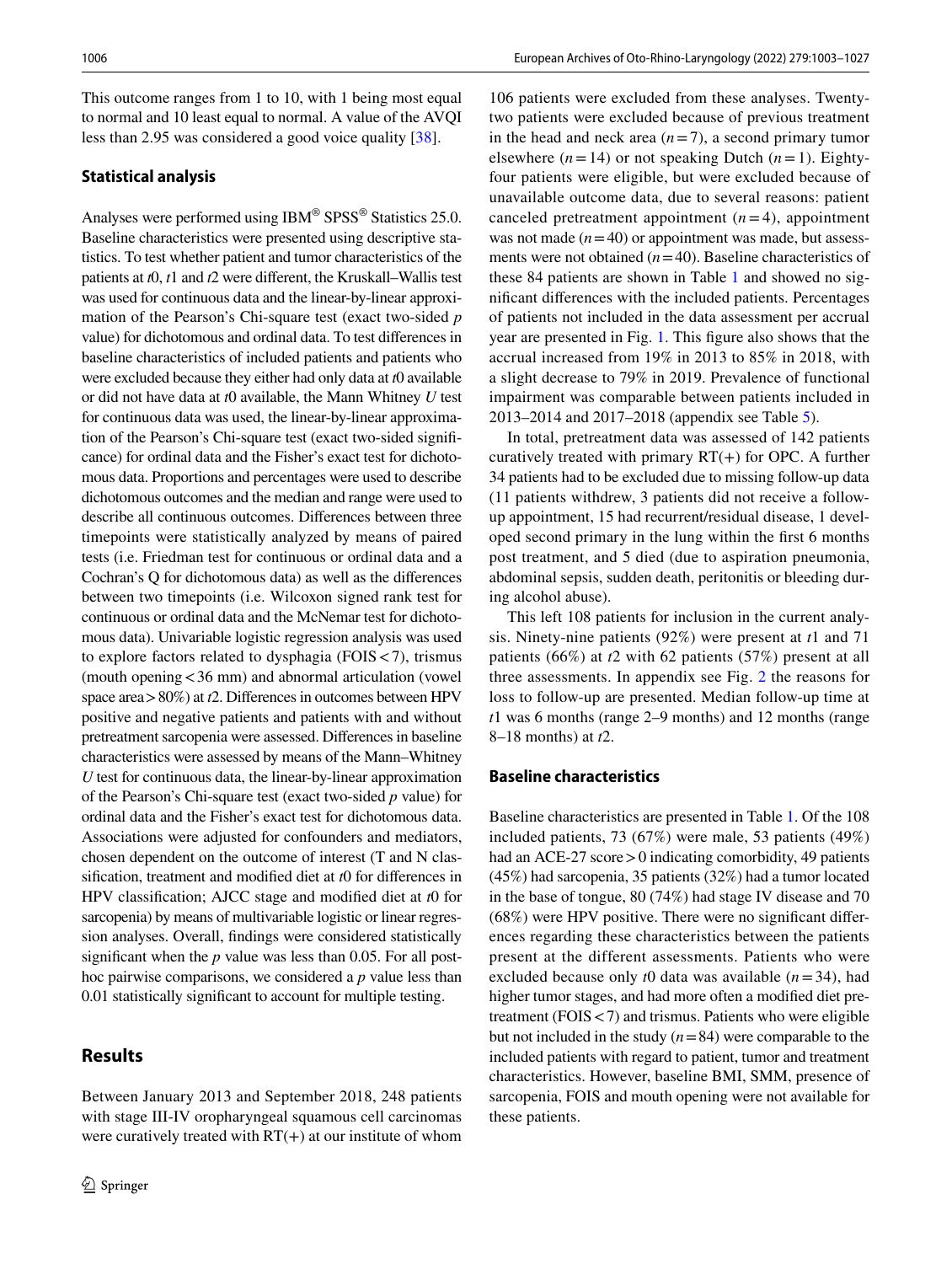This outcome ranges from 1 to 10, with 1 being most equal to normal and 10 least equal to normal. A value of the AVQI less than 2.95 was considered a good voice quality [38].

### Statistical analysis

Analyses were performed using IBM® SPSS® Statistics 25.0. Baseline characteristics were presented using descriptive statistics. To test whether patient and tumor characteristics of the patients at *t*0, *t*1 and *t*2 were different, the Kruskall–Wallis test was used for continuous data and the linear-by-linear approximation of the Pearson's Chi-square test (exact two-sided *p* value) for dichotomous and ordinal data. To test differences in baseline characteristics of included patients and patients who were excluded because they either had only data at *t*0 available or did not have data at *t*0 available, the Mann Whitney *U* test for continuous data was used, the linear-by-linear approximation of the Pearson's Chi-square test (exact two-sided significance) for ordinal data and the Fisher's exact test for dichotomous data. Proportions and percentages were used to describe dichotomous outcomes and the median and range were used to describe all continuous outcomes. Differences between three timepoints were statistically analyzed by means of paired tests (i.e. Friedman test for continuous or ordinal data and a Cochran's Q for dichotomous data) as well as the differences between two timepoints (i.e. Wilcoxon signed rank test for continuous or ordinal data and the McNemar test for dichotomous data). Univariable logistic regression analysis was used to explore factors related to dysphagia (FOIS < 7), trismus (mouth opening < 36 mm) and abnormal articulation (vowel space area > 80%) at *t*2. Differences in outcomes between HPV positive and negative patients and patients with and without pretreatment sarcopenia were assessed. Differences in baseline characteristics were assessed by means of the Mann–Whitney *U* test for continuous data, the linear-by-linear approximation of the Pearson's Chi-square test (exact two-sided *p* value) for ordinal data and the Fisher's exact test for dichotomous data. Associations were adjusted for confounders and mediators, chosen dependent on the outcome of interest (T and N classification, treatment and modified diet at *t*0 for differences in HPV classification; AJCC stage and modified diet at *t*0 for sarcopenia) by means of multivariable logistic or linear regression analyses. Overall, findings were considered statistically significant when the *p* value was less than 0.05. For all post-hoc pairwise comparisons, we considered a *p* value less than 0.01 statistically significant to account for multiple testing.

## Results

Between January 2013 and September 2018, 248 patients with stage III-IV oropharyngeal squamous cell carcinomas were curatively treated with RT(+) at our institute of whom 106 patients were excluded from these analyses. Twenty-two patients were excluded because of previous treatment in the head and neck area ($n = 7$), a second primary tumor elsewhere ($n = 14$) or not speaking Dutch ($n = 1$). Eighty-four patients were eligible, but were excluded because of unavailable outcome data, due to several reasons: patient canceled pretreatment appointment ($n = 4$), appointment was not made ($n = 40$) or appointment was made, but assessments were not obtained ($n = 40$). Baseline characteristics of these 84 patients are shown in Table 1 and showed no significant differences with the included patients. Percentages of patients not included in the data assessment per accrual year are presented in Fig. 1. This figure also shows that the accrual increased from 19% in 2013 to 85% in 2018, with a slight decrease to 79% in 2019. Prevalence of functional impairment was comparable between patients included in 2013–2014 and 2017–2018 (appendix see Table 5).

In total, pretreatment data was assessed of 142 patients curatively treated with primary RT(+) for OPC. A further 34 patients had to be excluded due to missing follow-up data (11 patients withdrew, 3 patients did not receive a follow-up appointment, 15 had recurrent/residual disease, 1 developed second primary in the lung within the first 6 months post treatment, and 5 died (due to aspiration pneumonia, abdominal sepsis, sudden death, peritonitis or bleeding during alcohol abuse).

This left 108 patients for inclusion in the current analysis. Ninety-nine patients (92%) were present at *t*1 and 71 patients (66%) at *t*2 with 62 patients (57%) present at all three assessments. In appendix see Fig. 2 the reasons for loss to follow-up are presented. Median follow-up time at *t*1 was 6 months (range 2–9 months) and 12 months (range 8–18 months) at *t*2.

### Baseline characteristics

Baseline characteristics are presented in Table 1. Of the 108 included patients, 73 (67%) were male, 53 patients (49%) had an ACE-27 score > 0 indicating comorbidity, 49 patients (45%) had sarcopenia, 35 patients (32%) had a tumor located in the base of tongue, 80 (74%) had stage IV disease and 70 (68%) were HPV positive. There were no significant differences regarding these characteristics between the patients present at the different assessments. Patients who were excluded because only *t*0 data was available ($n = 34$), had higher tumor stages, and had more often a modified diet pretreatment (FOIS < 7) and trismus. Patients who were eligible but not included in the study ($n = 84$) were comparable to the included patients with regard to patient, tumor and treatment characteristics. However, baseline BMI, SMM, presence of sarcopenia, FOIS and mouth opening were not available for these patients.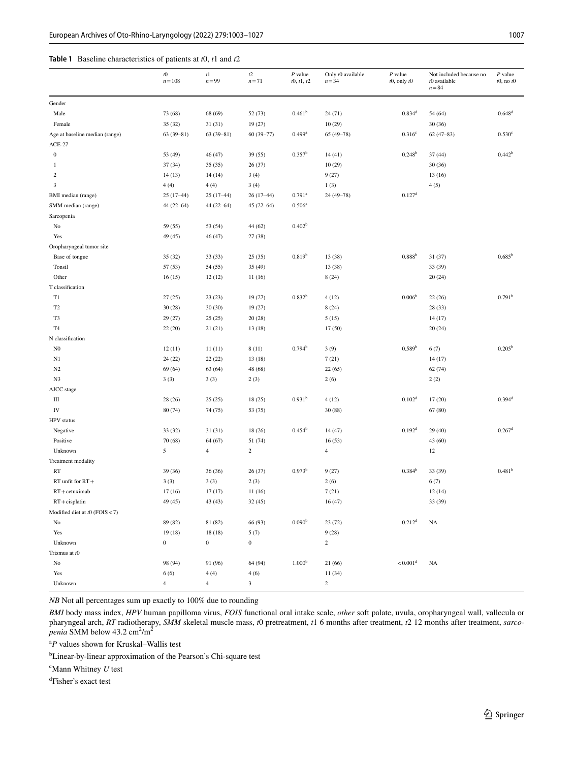**Table 1** Baseline characteristics of patients at *t*0, *t*1 and *t*2

| | *t*0 *n* = 108 | *t*1 *n* = 99 | *t*2 *n* = 71 | *P* value *t*0, *t*1, *t*2 | Only *t*0 available *n* = 34 | *P* value *t*0, only *t*0 | Not included because no *t*0 available *n* = 84 | *P* value *t*0, no *t*0 |
|---|---|---|---|---|---|---|---|---|
| Gender | | | | | | | | |
| Male | 73 (68) | 68 (69) | 52 (73) | 0.461[b] | 24 (71) | 0.834[d] | 54 (64) | 0.648[d] |
| Female | 35 (32) | 31 (31) | 19 (27) | | 10 (29) | | 30 (36) | |
| Age at baseline median (range) | 63 (39–81) | 63 (39–81) | 60 (39–77) | 0.499[a] | 65 (49–78) | 0.316[c] | 62 (47–83) | 0.530[c] |
| ACE-27 | | | | | | | | |
| 0 | 53 (49) | 46 (47) | 39 (55) | 0.357[b] | 14 (41) | 0.248[b] | 37 (44) | 0.442[b] |
| 1 | 37 (34) | 35 (35) | 26 (37) | | 10 (29) | | 30 (36) | |
| 2 | 14 (13) | 14 (14) | 3 (4) | | 9 (27) | | 13 (16) | |
| 3 | 4 (4) | 4 (4) | 3 (4) | | 1 (3) | | 4 (5) | |
| BMI median (range) | 25 (17–44) | 25 (17–44) | 26 (17–44) | 0.791[a] | 24 (49–78) | 0.127[d] | | |
| SMM median (range) | 44 (22–64) | 44 (22–64) | 45 (22–64) | 0.506[a] | | | | |
| Sarcopenia | | | | | | | | |
| No | 59 (55) | 53 (54) | 44 (62) | 0.402[b] | | | | |
| Yes | 49 (45) | 46 (47) | 27 (38) | | | | | |
| Oropharyngeal tumor site | | | | | | | | |
| Base of tongue | 35 (32) | 33 (33) | 25 (35) | 0.819[b] | 13 (38) | 0.888[b] | 31 (37) | 0.685[b] |
| Tonsil | 57 (53) | 54 (55) | 35 (49) | | 13 (38) | | 33 (39) | |
| Other | 16 (15) | 12 (12) | 11 (16) | | 8 (24) | | 20 (24) | |
| T classification | | | | | | | | |
| T1 | 27 (25) | 23 (23) | 19 (27) | 0.832[b] | 4 (12) | 0.006[b] | 22 (26) | 0.791[b] |
| T2 | 30 (28) | 30 (30) | 19 (27) | | 8 (24) | | 28 (33) | |
| T3 | 29 (27) | 25 (25) | 20 (28) | | 5 (15) | | 14 (17) | |
| T4 | 22 (20) | 21 (21) | 13 (18) | | 17 (50) | | 20 (24) | |
| N classification | | | | | | | | |
| N0 | 12 (11) | 11 (11) | 8 (11) | 0.794[b] | 3 (9) | 0.589[b] | 6 (7) | 0.205[b] |
| N1 | 24 (22) | 22 (22) | 13 (18) | | 7 (21) | | 14 (17) | |
| N2 | 69 (64) | 63 (64) | 48 (68) | | 22 (65) | | 62 (74) | |
| N3 | 3 (3) | 3 (3) | 2 (3) | | 2 (6) | | 2 (2) | |
| AJCC stage | | | | | | | | |
| III | 28 (26) | 25 (25) | 18 (25) | 0.931[b] | 4 (12) | 0.102[d] | 17 (20) | 0.394[d] |
| IV | 80 (74) | 74 (75) | 53 (75) | | 30 (88) | | 67 (80) | |
| HPV status | | | | | | | | |
| Negative | 33 (32) | 31 (31) | 18 (26) | 0.454[b] | 14 (47) | 0.192[d] | 29 (40) | 0.267[d] |
| Positive | 70 (68) | 64 (67) | 51 (74) | | 16 (53) | | 43 (60) | |
| Unknown | 5 | 4 | 2 | | 4 | | 12 | |
| Treatment modality | | | | | | | | |
| RT | 39 (36) | 36 (36) | 26 (37) | 0.973[b] | 9 (27) | 0.384[b] | 33 (39) | 0.481[b] |
| RT unfit for RT+ | 3 (3) | 3 (3) | 2 (3) | | 2 (6) | | 6 (7) | |
| RT+cetuximab | 17 (16) | 17 (17) | 11 (16) | | 7 (21) | | 12 (14) | |
| RT+cisplatin | 49 (45) | 43 (43) | 32 (45) | | 16 (47) | | 33 (39) | |
| Modified diet at *t*0 (FOIS < 7) | | | | | | | | |
| No | 89 (82) | 81 (82) | 66 (93) | 0.090[b] | 23 (72) | 0.212[d] | NA | |
| Yes | 19 (18) | 18 (18) | 5 (7) | | 9 (28) | | | |
| Unknown | 0 | 0 | 0 | | 2 | | | |
| Trismus at *t*0 | | | | | | | | |
| No | 98 (94) | 91 (96) | 64 (94) | 1.000[b] | 21 (66) | < 0.001[d] | NA | |
| Yes | 6 (6) | 4 (4) | 4 (6) | | 11 (34) | | | |
| Unknown | 4 | 4 | 3 | | 2 | | | |

*NB* Not all percentages sum up exactly to 100% due to rounding

*BMI* body mass index, *HPV* human papilloma virus, *FOIS* functional oral intake scale, *other* soft palate, uvula, oropharyngeal wall, vallecula or pharyngeal arch, *RT* radiotherapy, *SMM* skeletal muscle mass, *t*0 pretreatment, *t*1 6 months after treatment, *t*2 12 months after treatment, *sarcopenia* SMM below 43.2 $cm^2/m^2$

[a] *P* values shown for Kruskal–Wallis test

[b] Linear-by-linear approximation of the Pearson's Chi-square test

[c] Mann Whitney *U* test

[d] Fisher's exact test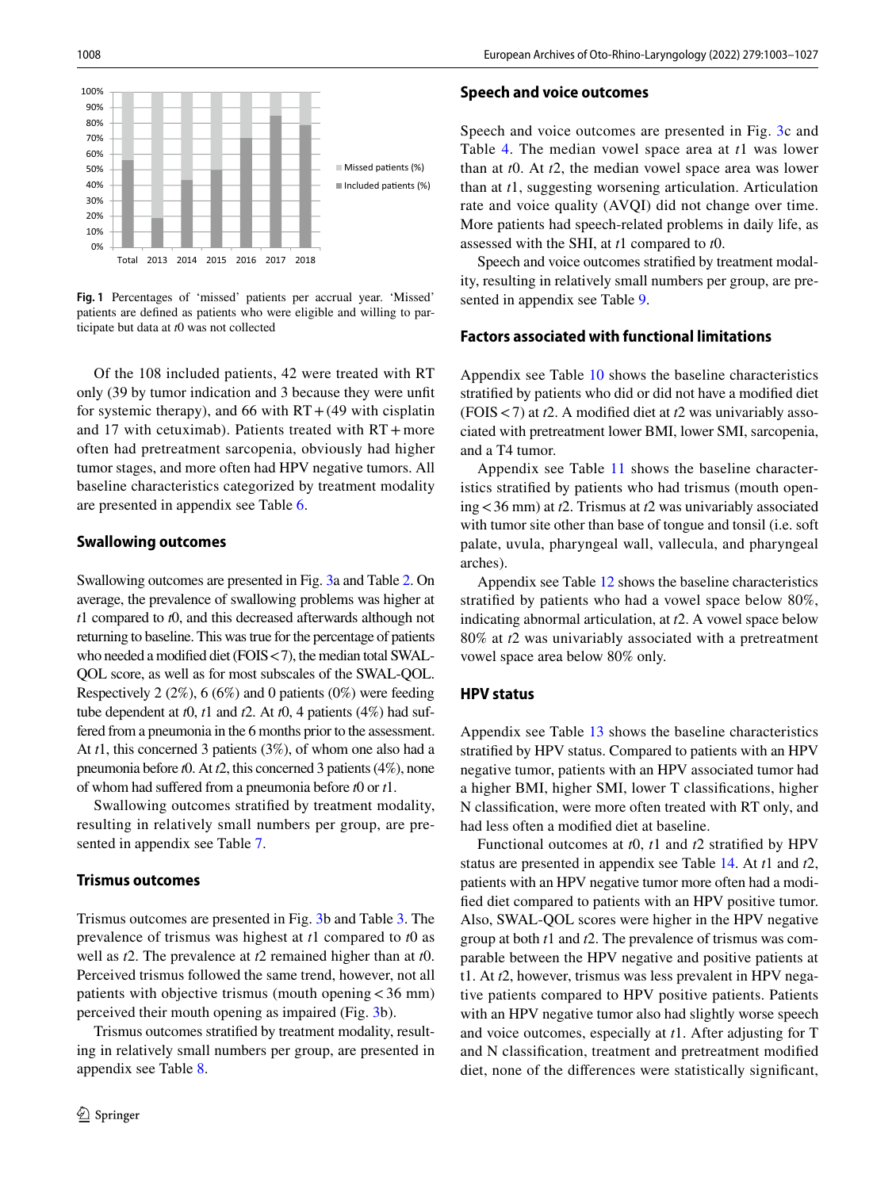Fig. 1 Percentages of 'missed' patients per accrual year. 'Missed' patients are defined as patients who were eligible and willing to participate but data at $t0$ was not collected

Of the 108 included patients, 42 were treated with RT only (39 by tumor indication and 3 because they were unfit for systemic therapy), and 66 with RT + (49 with cisplatin and 17 with cetuximab). Patients treated with RT + more often had pretreatment sarcopenia, obviously had higher tumor stages, and more often had HPV negative tumors. All baseline characteristics categorized by treatment modality are presented in appendix see Table 6.

### Swallowing outcomes

Swallowing outcomes are presented in Fig. 3a and Table 2. On average, the prevalence of swallowing problems was higher at $t1$ compared to $t0$, and this decreased afterwards although not returning to baseline. This was true for the percentage of patients who needed a modified diet (FOIS < 7), the median total SWAL-QOL score, as well as for most subscales of the SWAL-QOL. Respectively 2 (2%), 6 (6%) and 0 patients (0%) were feeding tube dependent at $t0$, $t1$ and $t2$. At $t0$, 4 patients (4%) had suffered from a pneumonia in the 6 months prior to the assessment. At $t1$, this concerned 3 patients (3%), of whom one also had a pneumonia before $t0$. At $t2$, this concerned 3 patients (4%), none of whom had suffered from a pneumonia before $t0$ or $t1$.

Swallowing outcomes stratified by treatment modality, resulting in relatively small numbers per group, are presented in appendix see Table 7.

### Trismus outcomes

Trismus outcomes are presented in Fig. 3b and Table 3. The prevalence of trismus was highest at $t1$ compared to $t0$ as well as $t2$. The prevalence at $t2$ remained higher than at $t0$. Perceived trismus followed the same trend, however, not all patients with objective trismus (mouth opening < 36 mm) perceived their mouth opening as impaired (Fig. 3b).

Trismus outcomes stratified by treatment modality, resulting in relatively small numbers per group, are presented in appendix see Table 8.

### Speech and voice outcomes

Speech and voice outcomes are presented in Fig. 3c and Table 4. The median vowel space area at $t1$ was lower than at $t0$. At $t2$, the median vowel space area was lower than at $t1$, suggesting worsening articulation. Articulation rate and voice quality (AVQI) did not change over time. More patients had speech-related problems in daily life, as assessed with the SHI, at $t1$ compared to $t0$.

Speech and voice outcomes stratified by treatment modality, resulting in relatively small numbers per group, are presented in appendix see Table 9.

### Factors associated with functional limitations

Appendix see Table 10 shows the baseline characteristics stratified by patients who did or did not have a modified diet (FOIS < 7) at $t2$. A modified diet at $t2$ was univariably associated with pretreatment lower BMI, lower SMI, sarcopenia, and a T4 tumor.

Appendix see Table 11 shows the baseline characteristics stratified by patients who had trismus (mouth opening < 36 mm) at $t2$. Trismus at $t2$ was univariably associated with tumor site other than base of tongue and tonsil (i.e. soft palate, uvula, pharyngeal wall, vallecula, and pharyngeal arches).

Appendix see Table 12 shows the baseline characteristics stratified by patients who had a vowel space below 80%, indicating abnormal articulation, at $t2$. A vowel space below 80% at $t2$ was univariably associated with a pretreatment vowel space area below 80% only.

### HPV status

Appendix see Table 13 shows the baseline characteristics stratified by HPV status. Compared to patients with an HPV negative tumor, patients with an HPV associated tumor had a higher BMI, higher SMI, lower T classifications, higher N classification, were more often treated with RT only, and had less often a modified diet at baseline.

Functional outcomes at $t0$, $t1$ and $t2$ stratified by HPV status are presented in appendix see Table 14. At $t1$ and $t2$, patients with an HPV negative tumor more often had a modified diet compared to patients with an HPV positive tumor. Also, SWAL-QOL scores were higher in the HPV negative group at both $t1$ and $t2$. The prevalence of trismus was comparable between the HPV negative and positive patients at t1. At $t2$, however, trismus was less prevalent in HPV negative patients compared to HPV positive patients. Patients with an HPV negative tumor also had slightly worse speech and voice outcomes, especially at $t1$. After adjusting for T and N classification, treatment and pretreatment modified diet, none of the differences were statistically significant,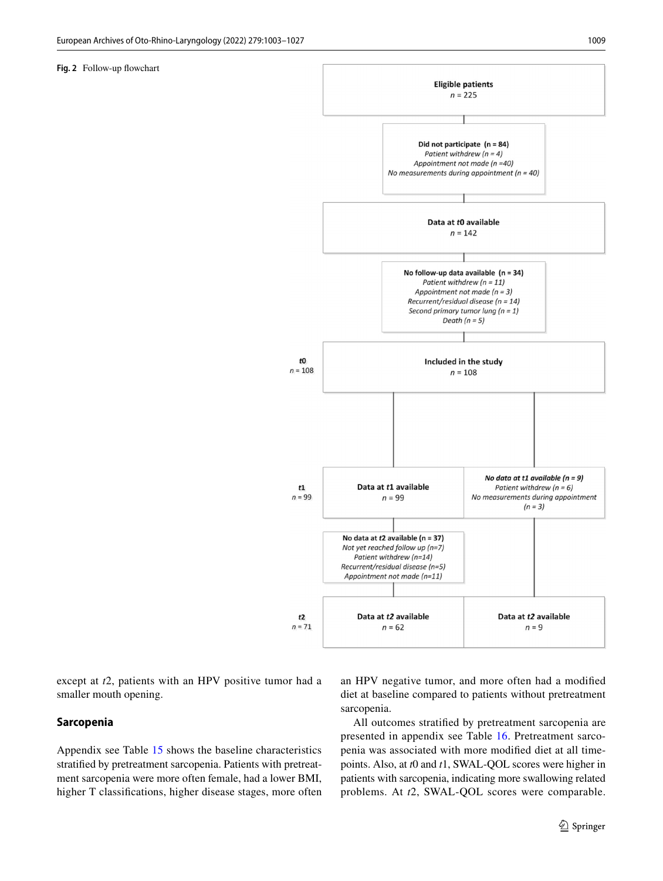**Fig. 2** Follow-up flowchart

**Eligible patients**
*n* = 225

**Did not participate (n = 84)**
*Patient withdrew (n = 4)*
*Appointment not made (n =40)*
*No measurements during appointment (n = 40)*

**Data at *t*0 available**
*n* = 142

**No follow-up data available (n = 34)**
*Patient withdrew (n = 11)*
*Appointment not made (n = 3)*
*Recurrent/residual disease (n = 14)*
*Second primary tumor lung (n = 1)*
*Death (n = 5)*

***t*0** *n* = 108 — **Included in the study** *n* = 108

***t*1** *n* = 99 — **Data at *t*1 available** *n* = 99 | ***No data at t1 available (n = 9)*** *Patient withdrew (n = 6)* *No measurements during appointment (n = 3)*

**No data at *t*2 available (n = 37)**
*Not yet reached follow up (n=7)*
*Patient withdrew (n=14)*
*Recurrent/residual disease (n=5)*
*Appointment not made (n=11)*

***t*2** *n* = 71 — **Data at *t*2 available** *n* = 62 | **Data at *t*2 available** *n* = 9

except at *t*2, patients with an HPV positive tumor had a smaller mouth opening.

## Sarcopenia

Appendix see Table 15 shows the baseline characteristics stratified by pretreatment sarcopenia. Patients with pretreatment sarcopenia were more often female, had a lower BMI, higher T classifications, higher disease stages, more often an HPV negative tumor, and more often had a modified diet at baseline compared to patients without pretreatment sarcopenia.

All outcomes stratified by pretreatment sarcopenia are presented in appendix see Table 16. Pretreatment sarcopenia was associated with more modified diet at all timepoints. Also, at *t*0 and *t*1, SWAL-QOL scores were higher in patients with sarcopenia, indicating more swallowing related problems. At *t*2, SWAL-QOL scores were comparable.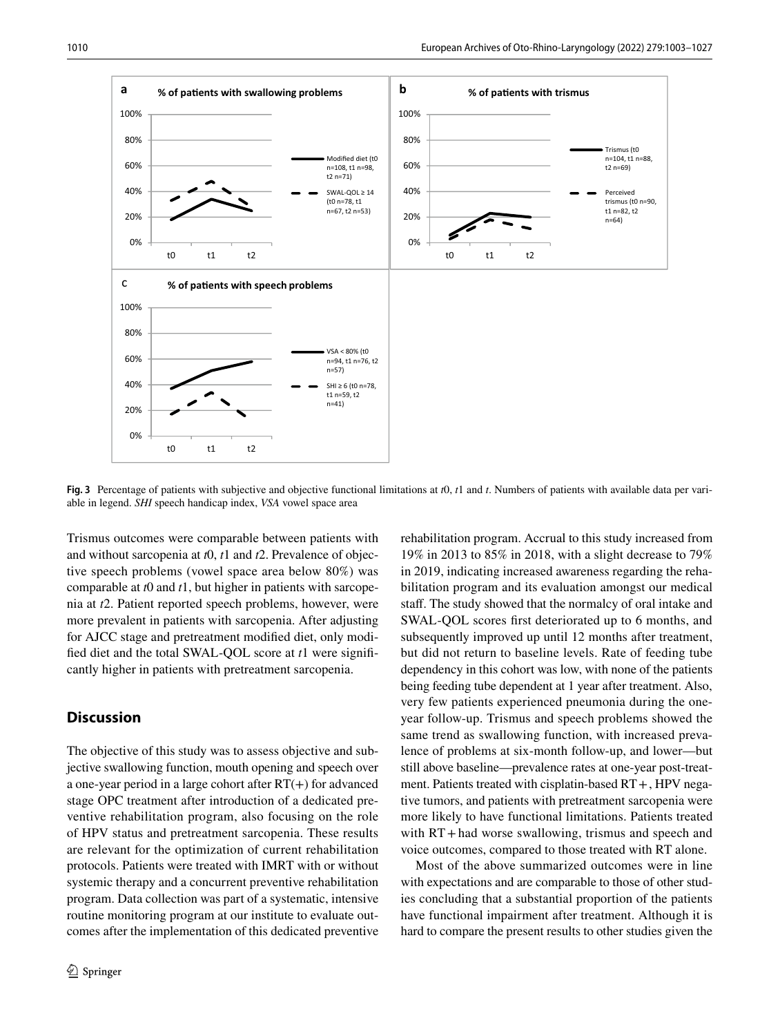**Fig. 3** Percentage of patients with subjective and objective functional limitations at *t*0, *t*1 and *t*. Numbers of patients with available data per variable in legend. *SHI* speech handicap index, *VSA* vowel space area

Trismus outcomes were comparable between patients with and without sarcopenia at *t*0, *t*1 and *t*2. Prevalence of objective speech problems (vowel space area below 80%) was comparable at *t*0 and *t*1, but higher in patients with sarcopenia at *t*2. Patient reported speech problems, however, were more prevalent in patients with sarcopenia. After adjusting for AJCC stage and pretreatment modified diet, only modified diet and the total SWAL-QOL score at *t*1 were significantly higher in patients with pretreatment sarcopenia.

## Discussion

The objective of this study was to assess objective and subjective swallowing function, mouth opening and speech over a one-year period in a large cohort after RT(+) for advanced stage OPC treatment after introduction of a dedicated preventive rehabilitation program, also focusing on the role of HPV status and pretreatment sarcopenia. These results are relevant for the optimization of current rehabilitation protocols. Patients were treated with IMRT with or without systemic therapy and a concurrent preventive rehabilitation program. Data collection was part of a systematic, intensive routine monitoring program at our institute to evaluate outcomes after the implementation of this dedicated preventive rehabilitation program. Accrual to this study increased from 19% in 2013 to 85% in 2018, with a slight decrease to 79% in 2019, indicating increased awareness regarding the rehabilitation program and its evaluation amongst our medical staff. The study showed that the normalcy of oral intake and SWAL-QOL scores first deteriorated up to 6 months, and subsequently improved up until 12 months after treatment, but did not return to baseline levels. Rate of feeding tube dependency in this cohort was low, with none of the patients being feeding tube dependent at 1 year after treatment. Also, very few patients experienced pneumonia during the one-year follow-up. Trismus and speech problems showed the same trend as swallowing function, with increased prevalence of problems at six-month follow-up, and lower—but still above baseline—prevalence rates at one-year post-treatment. Patients treated with cisplatin-based RT+, HPV negative tumors, and patients with pretreatment sarcopenia were more likely to have functional limitations. Patients treated with RT+ had worse swallowing, trismus and speech and voice outcomes, compared to those treated with RT alone.

Most of the above summarized outcomes were in line with expectations and are comparable to those of other studies concluding that a substantial proportion of the patients have functional impairment after treatment. Although it is hard to compare the present results to other studies given the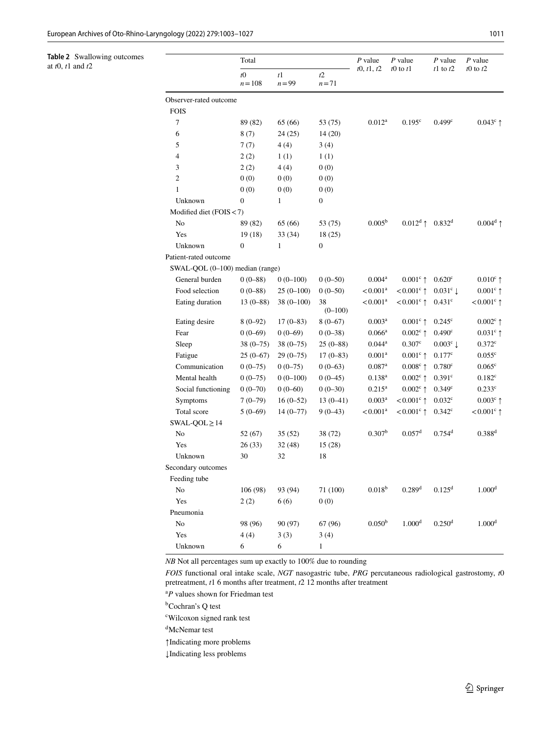**Table 2** Swallowing outcomes at *t*0, *t*1 and *t*2

| | Total | | | *P* value *t*0, *t*1, *t*2 | *P* value *t*0 to *t*1 | *P* value *t*1 to *t*2 | *P* value *t*0 to *t*2 |
|---|---|---|---|---|---|---|---|
| | *t*0 $n=108$ | *t*1 $n=99$ | *t*2 $n=71$ | | | | |
| Observer-rated outcome | | | | | | | |
| FOIS | | | | | | | |
| 7 | 89 (82) | 65 (66) | 53 (75) | 0.012[a] | 0.195[c] | 0.499[c] | 0.043[c] ↑ |
| 6 | 8 (7) | 24 (25) | 14 (20) | | | | |
| 5 | 7 (7) | 4 (4) | 3 (4) | | | | |
| 4 | 2 (2) | 1 (1) | 1 (1) | | | | |
| 3 | 2 (2) | 4 (4) | 0 (0) | | | | |
| 2 | 0 (0) | 0 (0) | 0 (0) | | | | |
| 1 | 0 (0) | 0 (0) | 0 (0) | | | | |
| Unknown | 0 | 1 | 0 | | | | |
| Modified diet (FOIS < 7) | | | | | | | |
| No | 89 (82) | 65 (66) | 53 (75) | 0.005[b] | 0.012[d] ↑ | 0.832[d] | 0.004[d] ↑ |
| Yes | 19 (18) | 33 (34) | 18 (25) | | | | |
| Unknown | 0 | 1 | 0 | | | | |
| Patient-rated outcome | | | | | | | |
| SWAL-QOL (0–100) median (range) | | | | | | | |
| General burden | 0 (0–88) | 0 (0–100) | 0 (0–50) | 0.004[a] | 0.001[c] ↑ | 0.620[c] | 0.010[c] ↑ |
| Food selection | 0 (0–88) | 25 (0–100) | 0 (0–50) | < 0.001[a] | < 0.001[c] ↑ | 0.031[c] ↓ | 0.001[c] ↑ |
| Eating duration | 13 (0–88) | 38 (0–100) | 38 (0–100) | < 0.001[a] | < 0.001[c] ↑ | 0.431[c] | < 0.001[c] ↑ |
| Eating desire | 8 (0–92) | 17 (0–83) | 8 (0–67) | 0.003[a] | 0.001[c] ↑ | 0.245[c] | 0.002[c] ↑ |
| Fear | 0 (0–69) | 0 (0–69) | 0 (0–38) | 0.066[a] | 0.002[c] ↑ | 0.490[c] | 0.031[c] ↑ |
| Sleep | 38 (0–75) | 38 (0–75) | 25 (0–88) | 0.044[a] | 0.307[c] | 0.003[c] ↓ | 0.372[c] |
| Fatigue | 25 (0–67) | 29 (0–75) | 17 (0–83) | 0.001[a] | 0.001[c] ↑ | 0.177[c] | 0.055[c] |
| Communication | 0 (0–75) | 0 (0–75) | 0 (0–63) | 0.087[a] | 0.008[c] ↑ | 0.780[c] | 0.065[c] |
| Mental health | 0 (0–75) | 0 (0–100) | 0 (0–45) | 0.138[a] | 0.002[c] ↑ | 0.391[c] | 0.182[c] |
| Social functioning | 0 (0–70) | 0 (0–60) | 0 (0–30) | 0.215[a] | 0.002[c] ↑ | 0.349[c] | 0.233[c] |
| Symptoms | 7 (0–79) | 16 (0–52) | 13 (0–41) | 0.003[a] | < 0.001[c] ↑ | 0.032[c] | 0.003[c] ↑ |
| Total score | 5 (0–69) | 14 (0–77) | 9 (0–43) | < 0.001[a] | < 0.001[c] ↑ | 0.342[c] | < 0.001[c] ↑ |
| SWAL-QOL ≥ 14 | | | | | | | |
| No | 52 (67) | 35 (52) | 38 (72) | 0.307[b] | 0.057[d] | 0.754[d] | 0.388[d] |
| Yes | 26 (33) | 32 (48) | 15 (28) | | | | |
| Unknown | 30 | 32 | 18 | | | | |
| Secondary outcomes | | | | | | | |
| Feeding tube | | | | | | | |
| No | 106 (98) | 93 (94) | 71 (100) | 0.018[b] | 0.289[d] | 0.125[d] | 1.000[d] |
| Yes | 2 (2) | 6 (6) | 0 (0) | | | | |
| Pneumonia | | | | | | | |
| No | 98 (96) | 90 (97) | 67 (96) | 0.050[b] | 1.000[d] | 0.250[d] | 1.000[d] |
| Yes | 4 (4) | 3 (3) | 3 (4) | | | | |
| Unknown | 6 | 6 | 1 | | | | |

*NB* Not all percentages sum up exactly to 100% due to rounding

*FOIS* functional oral intake scale, *NGT* nasogastric tube, *PRG* percutaneous radiological gastrostomy, *t*0 pretreatment, *t*1 6 months after treatment, *t*2 12 months after treatment

[a] *P* values shown for Friedman test

[b] Cochran's Q test

[c] Wilcoxon signed rank test

[d] McNemar test

↑Indicating more problems

↓Indicating less problems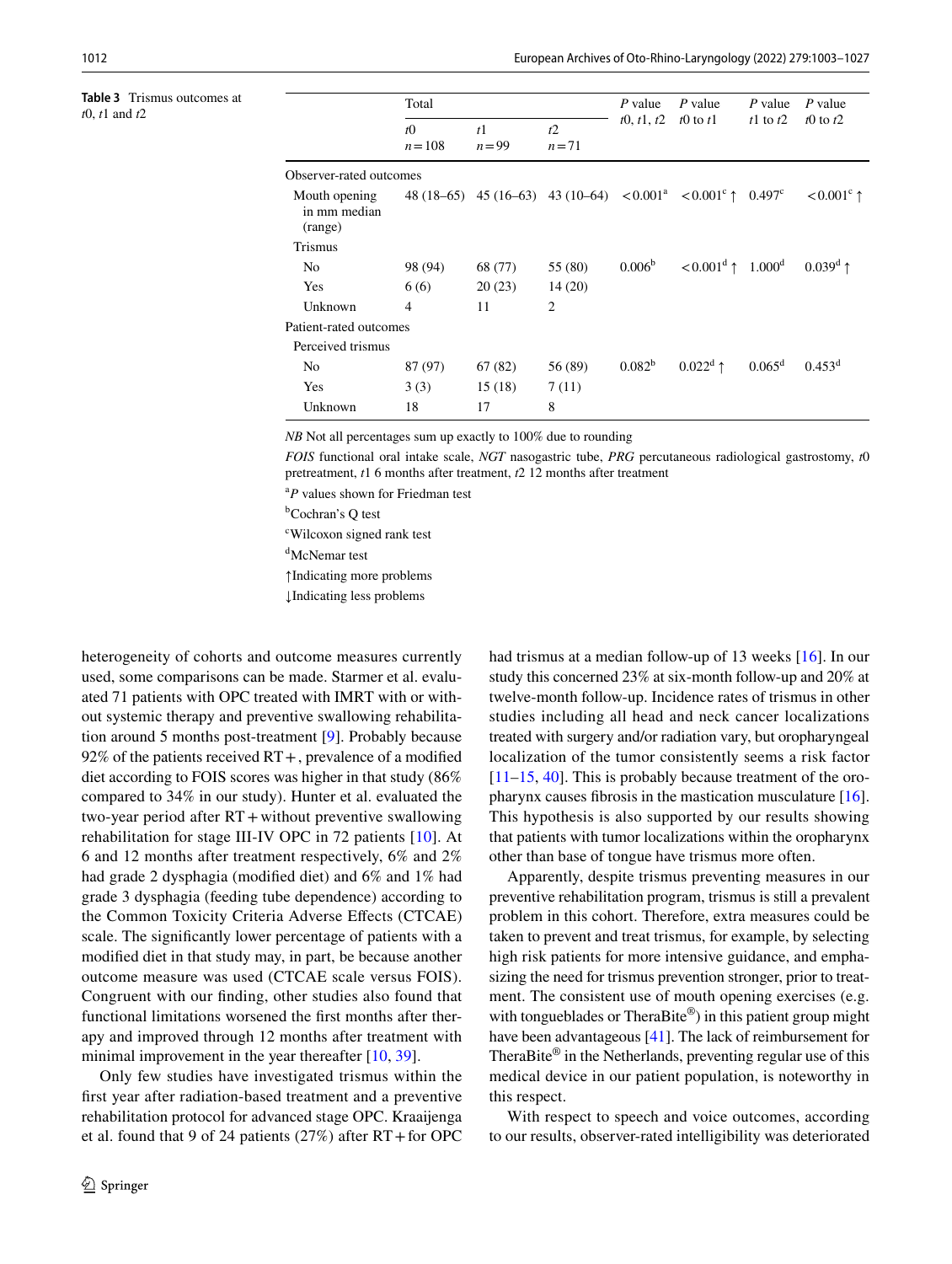**Table 3** Trismus outcomes at $t0$, $t1$ and $t2$

| | Total | | | P value $t0$, $t1$, $t2$ | P value $t0$ to $t1$ | P value $t1$ to $t2$ | P value $t0$ to $t2$ |
|---|---|---|---|---|---|---|---|
| | $t0$ $n=108$ | $t1$ $n=99$ | $t2$ $n=71$ | | | | |
| Observer-rated outcomes | | | | | | | |
| Mouth opening in mm median (range) | 48 (18–65) | 45 (16–63) | 43 (10–64) | <0.001[a] | <0.001[c] ↑ | 0.497[c] | <0.001[c] ↑ |
| Trismus | | | | | | | |
| No | 98 (94) | 68 (77) | 55 (80) | 0.006[b] | <0.001[d] ↑ | 1.000[d] | 0.039[d] ↑ |
| Yes | 6 (6) | 20 (23) | 14 (20) | | | | |
| Unknown | 4 | 11 | 2 | | | | |
| Patient-rated outcomes | | | | | | | |
| Perceived trismus | | | | | | | |
| No | 87 (97) | 67 (82) | 56 (89) | 0.082[b] | 0.022[d] ↑ | 0.065[d] | 0.453[d] |
| Yes | 3 (3) | 15 (18) | 7 (11) | | | | |
| Unknown | 18 | 17 | 8 | | | | |

*NB* Not all percentages sum up exactly to 100% due to rounding

*FOIS* functional oral intake scale, *NGT* nasogastric tube, *PRG* percutaneous radiological gastrostomy, $t0$ pretreatment, $t1$ 6 months after treatment, $t2$ 12 months after treatment

[a] *P* values shown for Friedman test

[b] Cochran's Q test

[c] Wilcoxon signed rank test

[d] McNemar test

↑Indicating more problems

↓Indicating less problems

heterogeneity of cohorts and outcome measures currently used, some comparisons can be made. Starmer et al. evaluated 71 patients with OPC treated with IMRT with or without systemic therapy and preventive swallowing rehabilitation around 5 months post-treatment [9]. Probably because 92% of the patients received RT+, prevalence of a modified diet according to FOIS scores was higher in that study (86% compared to 34% in our study). Hunter et al. evaluated the two-year period after RT+without preventive swallowing rehabilitation for stage III-IV OPC in 72 patients [10]. At 6 and 12 months after treatment respectively, 6% and 2% had grade 2 dysphagia (modified diet) and 6% and 1% had grade 3 dysphagia (feeding tube dependence) according to the Common Toxicity Criteria Adverse Effects (CTCAE) scale. The significantly lower percentage of patients with a modified diet in that study may, in part, be because another outcome measure was used (CTCAE scale versus FOIS). Congruent with our finding, other studies also found that functional limitations worsened the first months after therapy and improved through 12 months after treatment with minimal improvement in the year thereafter [10, 39].

Only few studies have investigated trismus within the first year after radiation-based treatment and a preventive rehabilitation protocol for advanced stage OPC. Kraaijenga et al. found that 9 of 24 patients (27%) after RT+for OPC had trismus at a median follow-up of 13 weeks [16]. In our study this concerned 23% at six-month follow-up and 20% at twelve-month follow-up. Incidence rates of trismus in other studies including all head and neck cancer localizations treated with surgery and/or radiation vary, but oropharyngeal localization of the tumor consistently seems a risk factor [11–15, 40]. This is probably because treatment of the oropharynx causes fibrosis in the mastication musculature [16]. This hypothesis is also supported by our results showing that patients with tumor localizations within the oropharynx other than base of tongue have trismus more often.

Apparently, despite trismus preventing measures in our preventive rehabilitation program, trismus is still a prevalent problem in this cohort. Therefore, extra measures could be taken to prevent and treat trismus, for example, by selecting high risk patients for more intensive guidance, and emphasizing the need for trismus prevention stronger, prior to treatment. The consistent use of mouth opening exercises (e.g. with tongueblades or TheraBite®) in this patient group might have been advantageous [41]. The lack of reimbursement for TheraBite® in the Netherlands, preventing regular use of this medical device in our patient population, is noteworthy in this respect.

With respect to speech and voice outcomes, according to our results, observer-rated intelligibility was deteriorated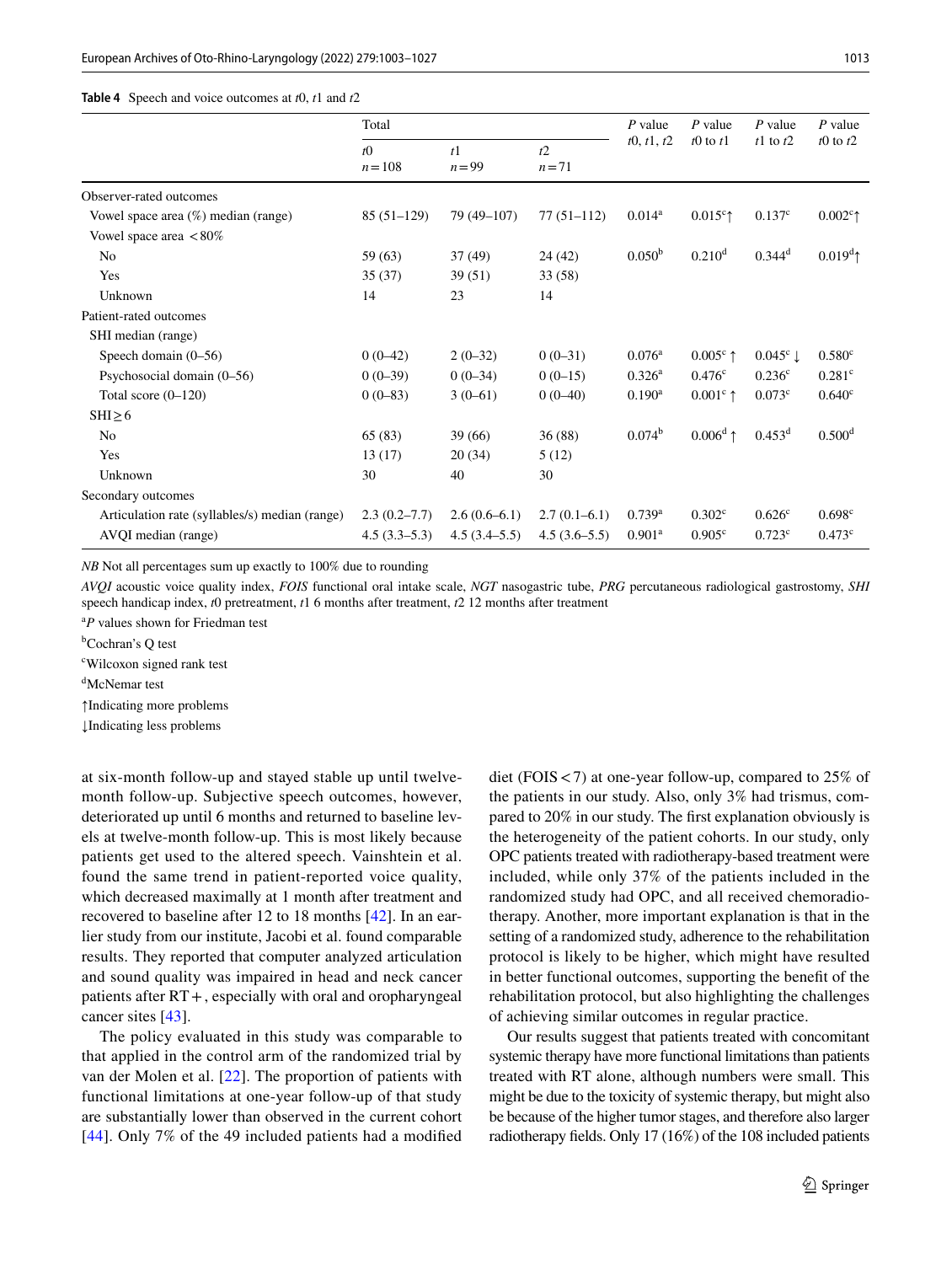**Table 4** Speech and voice outcomes at $t0$, $t1$ and $t2$

| | Total | | | *P* value $t0$, $t1$, $t2$ | *P* value $t0$ to $t1$ | *P* value $t1$ to $t2$ | *P* value $t0$ to $t2$ |
|---|---|---|---|---|---|---|---|
| | $t0$ $n=108$ | $t1$ $n=99$ | $t2$ $n=71$ | | | | |
| Observer-rated outcomes | | | | | | | |
| Vowel space area (%) median (range) | 85 (51–129) | 79 (49–107) | 77 (51–112) | 0.014[a] | 0.015[c]↑ | 0.137[c] | 0.002[c]↑ |
| Vowel space area <80% | | | | | | | |
| No | 59 (63) | 37 (49) | 24 (42) | 0.050[b] | 0.210[d] | 0.344[d] | 0.019[d]↑ |
| Yes | 35 (37) | 39 (51) | 33 (58) | | | | |
| Unknown | 14 | 23 | 14 | | | | |
| Patient-rated outcomes | | | | | | | |
| SHI median (range) | | | | | | | |
| Speech domain (0–56) | 0 (0–42) | 2 (0–32) | 0 (0–31) | 0.076[a] | 0.005[c] ↑ | 0.045[c] ↓ | 0.580[c] |
| Psychosocial domain (0–56) | 0 (0–39) | 0 (0–34) | 0 (0–15) | 0.326[a] | 0.476[c] | 0.236[c] | 0.281[c] |
| Total score (0–120) | 0 (0–83) | 3 (0–61) | 0 (0–40) | 0.190[a] | 0.001[c] ↑ | 0.073[c] | 0.640[c] |
| SHI ≥ 6 | | | | | | | |
| No | 65 (83) | 39 (66) | 36 (88) | 0.074[b] | 0.006[d] ↑ | 0.453[d] | 0.500[d] |
| Yes | 13 (17) | 20 (34) | 5 (12) | | | | |
| Unknown | 30 | 40 | 30 | | | | |
| Secondary outcomes | | | | | | | |
| Articulation rate (syllables/s) median (range) | 2.3 (0.2–7.7) | 2.6 (0.6–6.1) | 2.7 (0.1–6.1) | 0.739[a] | 0.302[c] | 0.626[c] | 0.698[c] |
| AVQI median (range) | 4.5 (3.3–5.3) | 4.5 (3.4–5.5) | 4.5 (3.6–5.5) | 0.901[a] | 0.905[c] | 0.723[c] | 0.473[c] |

*NB* Not all percentages sum up exactly to 100% due to rounding

*AVQI* acoustic voice quality index, *FOIS* functional oral intake scale, *NGT* nasogastric tube, *PRG* percutaneous radiological gastrostomy, *SHI* speech handicap index, $t0$ pretreatment, $t1$ 6 months after treatment, $t2$ 12 months after treatment

[a] *P* values shown for Friedman test

[b] Cochran's Q test

[c] Wilcoxon signed rank test

[d] McNemar test

↑Indicating more problems

↓Indicating less problems

at six-month follow-up and stayed stable up until twelve-month follow-up. Subjective speech outcomes, however, deteriorated up until 6 months and returned to baseline levels at twelve-month follow-up. This is most likely because patients get used to the altered speech. Vainshtein et al. found the same trend in patient-reported voice quality, which decreased maximally at 1 month after treatment and recovered to baseline after 12 to 18 months [42]. In an earlier study from our institute, Jacobi et al. found comparable results. They reported that computer analyzed articulation and sound quality was impaired in head and neck cancer patients after RT+, especially with oral and oropharyngeal cancer sites [43].

The policy evaluated in this study was comparable to that applied in the control arm of the randomized trial by van der Molen et al. [22]. The proportion of patients with functional limitations at one-year follow-up of that study are substantially lower than observed in the current cohort [44]. Only 7% of the 49 included patients had a modified diet (FOIS < 7) at one-year follow-up, compared to 25% of the patients in our study. Also, only 3% had trismus, compared to 20% in our study. The first explanation obviously is the heterogeneity of the patient cohorts. In our study, only OPC patients treated with radiotherapy-based treatment were included, while only 37% of the patients included in the randomized study had OPC, and all received chemoradiotherapy. Another, more important explanation is that in the setting of a randomized study, adherence to the rehabilitation protocol is likely to be higher, which might have resulted in better functional outcomes, supporting the benefit of the rehabilitation protocol, but also highlighting the challenges of achieving similar outcomes in regular practice.

Our results suggest that patients treated with concomitant systemic therapy have more functional limitations than patients treated with RT alone, although numbers were small. This might be due to the toxicity of systemic therapy, but might also be because of the higher tumor stages, and therefore also larger radiotherapy fields. Only 17 (16%) of the 108 included patients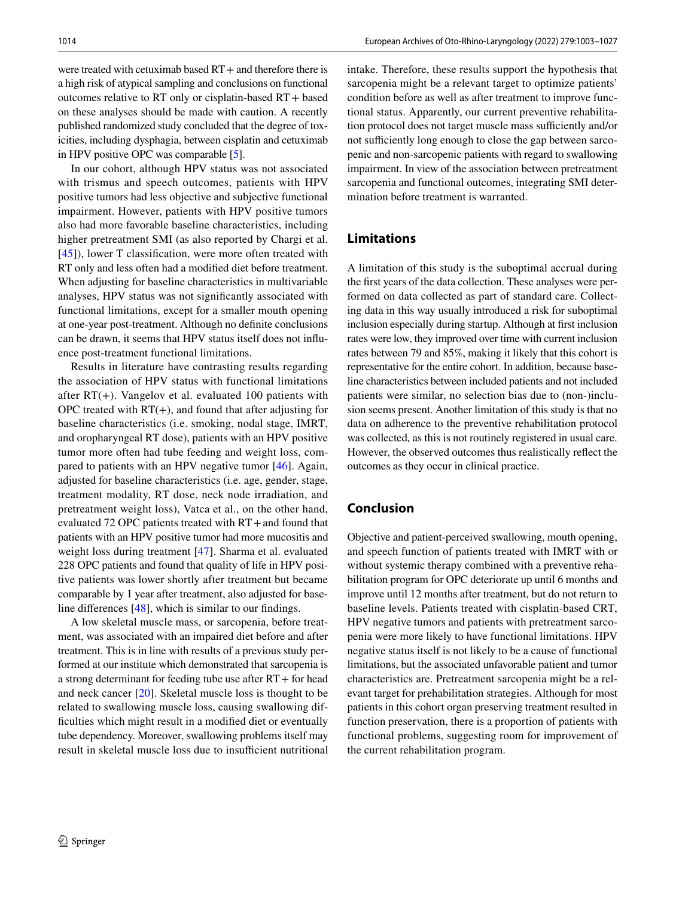were treated with cetuximab based RT+ and therefore there is a high risk of atypical sampling and conclusions on functional outcomes relative to RT only or cisplatin-based RT+ based on these analyses should be made with caution. A recently published randomized study concluded that the degree of toxicities, including dysphagia, between cisplatin and cetuximab in HPV positive OPC was comparable [5].

In our cohort, although HPV status was not associated with trismus and speech outcomes, patients with HPV positive tumors had less objective and subjective functional impairment. However, patients with HPV positive tumors also had more favorable baseline characteristics, including higher pretreatment SMI (as also reported by Chargi et al. [45]), lower T classification, were more often treated with RT only and less often had a modified diet before treatment. When adjusting for baseline characteristics in multivariable analyses, HPV status was not significantly associated with functional limitations, except for a smaller mouth opening at one-year post-treatment. Although no definite conclusions can be drawn, it seems that HPV status itself does not influence post-treatment functional limitations.

Results in literature have contrasting results regarding the association of HPV status with functional limitations after RT(+). Vangelov et al. evaluated 100 patients with OPC treated with RT(+), and found that after adjusting for baseline characteristics (i.e. smoking, nodal stage, IMRT, and oropharyngeal RT dose), patients with an HPV positive tumor more often had tube feeding and weight loss, compared to patients with an HPV negative tumor [46]. Again, adjusted for baseline characteristics (i.e. age, gender, stage, treatment modality, RT dose, neck node irradiation, and pretreatment weight loss), Vatca et al., on the other hand, evaluated 72 OPC patients treated with RT+ and found that patients with an HPV positive tumor had more mucositis and weight loss during treatment [47]. Sharma et al. evaluated 228 OPC patients and found that quality of life in HPV positive patients was lower shortly after treatment but became comparable by 1 year after treatment, also adjusted for baseline differences [48], which is similar to our findings.

A low skeletal muscle mass, or sarcopenia, before treatment, was associated with an impaired diet before and after treatment. This is in line with results of a previous study performed at our institute which demonstrated that sarcopenia is a strong determinant for feeding tube use after RT+ for head and neck cancer [20]. Skeletal muscle loss is thought to be related to swallowing muscle loss, causing swallowing difficulties which might result in a modified diet or eventually tube dependency. Moreover, swallowing problems itself may result in skeletal muscle loss due to insufficient nutritional intake. Therefore, these results support the hypothesis that sarcopenia might be a relevant target to optimize patients' condition before as well as after treatment to improve functional status. Apparently, our current preventive rehabilitation protocol does not target muscle mass sufficiently and/or not sufficiently long enough to close the gap between sarcopenic and non-sarcopenic patients with regard to swallowing impairment. In view of the association between pretreatment sarcopenia and functional outcomes, integrating SMI determination before treatment is warranted.

## Limitations

A limitation of this study is the suboptimal accrual during the first years of the data collection. These analyses were performed on data collected as part of standard care. Collecting data in this way usually introduced a risk for suboptimal inclusion especially during startup. Although at first inclusion rates were low, they improved over time with current inclusion rates between 79 and 85%, making it likely that this cohort is representative for the entire cohort. In addition, because baseline characteristics between included patients and not included patients were similar, no selection bias due to (non-)inclusion seems present. Another limitation of this study is that no data on adherence to the preventive rehabilitation protocol was collected, as this is not routinely registered in usual care. However, the observed outcomes thus realistically reflect the outcomes as they occur in clinical practice.

## Conclusion

Objective and patient-perceived swallowing, mouth opening, and speech function of patients treated with IMRT with or without systemic therapy combined with a preventive rehabilitation program for OPC deteriorate up until 6 months and improve until 12 months after treatment, but do not return to baseline levels. Patients treated with cisplatin-based CRT, HPV negative tumors and patients with pretreatment sarcopenia were more likely to have functional limitations. HPV negative status itself is not likely to be a cause of functional limitations, but the associated unfavorable patient and tumor characteristics are. Pretreatment sarcopenia might be a relevant target for prehabilitation strategies. Although for most patients in this cohort organ preserving treatment resulted in function preservation, there is a proportion of patients with functional problems, suggesting room for improvement of the current rehabilitation program.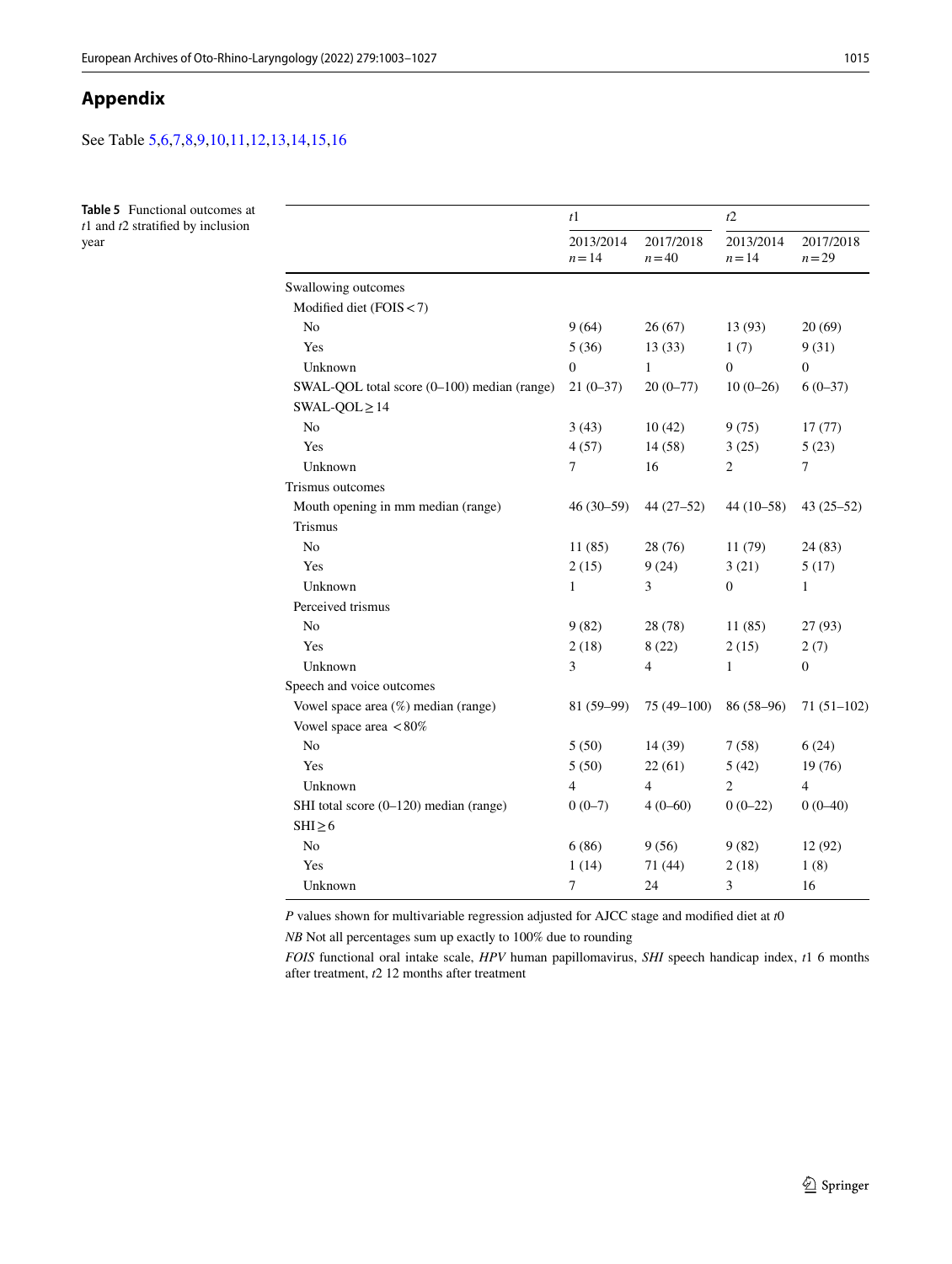## Appendix

See Table 5,6,7,8,9,10,11,12,13,14,15,16

**Table 5** Functional outcomes at *t*1 and *t*2 stratified by inclusion year

| | *t*1 | | *t*2 | |
|---|---|---|---|---|
| | 2013/2014 $n=14$ | 2017/2018 $n=40$ | 2013/2014 $n=14$ | 2017/2018 $n=29$ |
| Swallowing outcomes | | | | |
| Modified diet (FOIS < 7) | | | | |
| No | 9 (64) | 26 (67) | 13 (93) | 20 (69) |
| Yes | 5 (36) | 13 (33) | 1 (7) | 9 (31) |
| Unknown | 0 | 1 | 0 | 0 |
| SWAL-QOL total score (0–100) median (range) | 21 (0–37) | 20 (0–77) | 10 (0–26) | 6 (0–37) |
| SWAL-QOL ≥ 14 | | | | |
| No | 3 (43) | 10 (42) | 9 (75) | 17 (77) |
| Yes | 4 (57) | 14 (58) | 3 (25) | 5 (23) |
| Unknown | 7 | 16 | 2 | 7 |
| Trismus outcomes | | | | |
| Mouth opening in mm median (range) | 46 (30–59) | 44 (27–52) | 44 (10–58) | 43 (25–52) |
| Trismus | | | | |
| No | 11 (85) | 28 (76) | 11 (79) | 24 (83) |
| Yes | 2 (15) | 9 (24) | 3 (21) | 5 (17) |
| Unknown | 1 | 3 | 0 | 1 |
| Perceived trismus | | | | |
| No | 9 (82) | 28 (78) | 11 (85) | 27 (93) |
| Yes | 2 (18) | 8 (22) | 2 (15) | 2 (7) |
| Unknown | 3 | 4 | 1 | 0 |
| Speech and voice outcomes | | | | |
| Vowel space area (%) median (range) | 81 (59–99) | 75 (49–100) | 86 (58–96) | 71 (51–102) |
| Vowel space area < 80% | | | | |
| No | 5 (50) | 14 (39) | 7 (58) | 6 (24) |
| Yes | 5 (50) | 22 (61) | 5 (42) | 19 (76) |
| Unknown | 4 | 4 | 2 | 4 |
| SHI total score (0–120) median (range) | 0 (0–7) | 4 (0–60) | 0 (0–22) | 0 (0–40) |
| SHI ≥ 6 | | | | |
| No | 6 (86) | 9 (56) | 9 (82) | 12 (92) |
| Yes | 1 (14) | 71 (44) | 2 (18) | 1 (8) |
| Unknown | 7 | 24 | 3 | 16 |

*P* values shown for multivariable regression adjusted for AJCC stage and modified diet at *t*0

*NB* Not all percentages sum up exactly to 100% due to rounding

*FOIS* functional oral intake scale, *HPV* human papillomavirus, *SHI* speech handicap index, *t*1 6 months after treatment, *t*2 12 months after treatment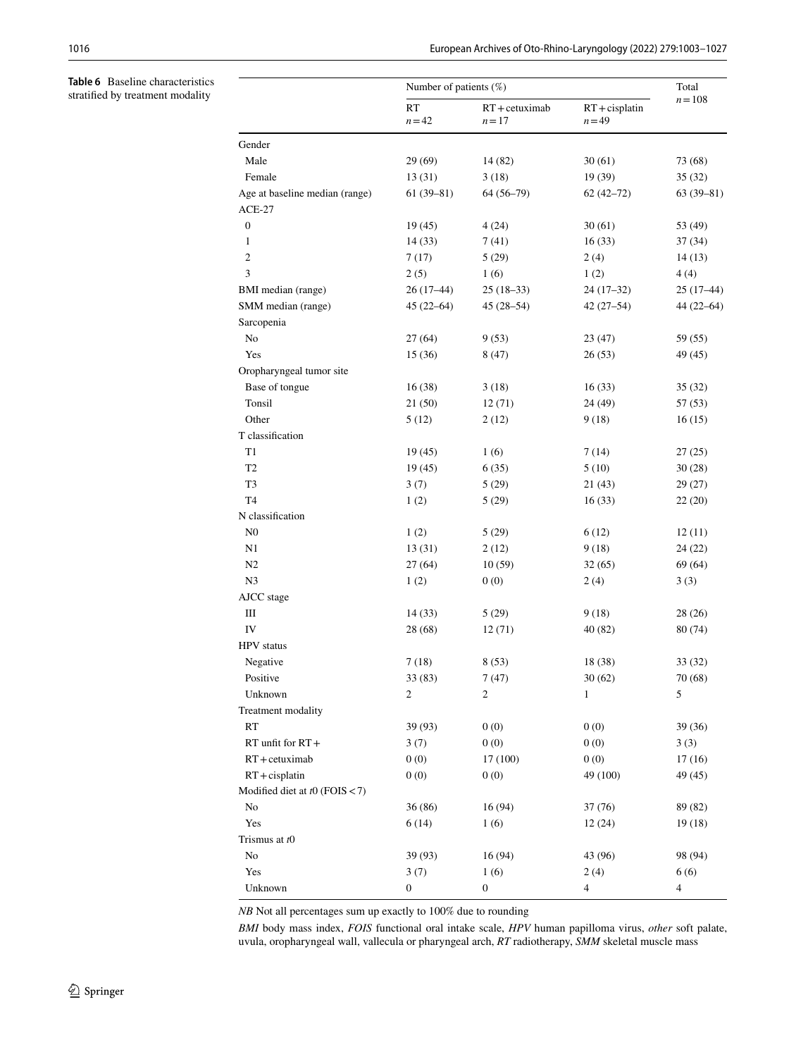**Table 6** Baseline characteristics stratified by treatment modality

| | Number of patients (%) | | | Total |
|---|---|---|---|---|
| | RT<br>$n = 42$ | RT + cetuximab<br>$n = 17$ | RT + cisplatin<br>$n = 49$ | $n = 108$ |
| Gender | | | | |
| Male | 29 (69) | 14 (82) | 30 (61) | 73 (68) |
| Female | 13 (31) | 3 (18) | 19 (39) | 35 (32) |
| Age at baseline median (range) | 61 (39–81) | 64 (56–79) | 62 (42–72) | 63 (39–81) |
| ACE-27 | | | | |
| 0 | 19 (45) | 4 (24) | 30 (61) | 53 (49) |
| 1 | 14 (33) | 7 (41) | 16 (33) | 37 (34) |
| 2 | 7 (17) | 5 (29) | 2 (4) | 14 (13) |
| 3 | 2 (5) | 1 (6) | 1 (2) | 4 (4) |
| BMI median (range) | 26 (17–44) | 25 (18–33) | 24 (17–32) | 25 (17–44) |
| SMM median (range) | 45 (22–64) | 45 (28–54) | 42 (27–54) | 44 (22–64) |
| Sarcopenia | | | | |
| No | 27 (64) | 9 (53) | 23 (47) | 59 (55) |
| Yes | 15 (36) | 8 (47) | 26 (53) | 49 (45) |
| Oropharyngeal tumor site | | | | |
| Base of tongue | 16 (38) | 3 (18) | 16 (33) | 35 (32) |
| Tonsil | 21 (50) | 12 (71) | 24 (49) | 57 (53) |
| Other | 5 (12) | 2 (12) | 9 (18) | 16 (15) |
| T classification | | | | |
| T1 | 19 (45) | 1 (6) | 7 (14) | 27 (25) |
| T2 | 19 (45) | 6 (35) | 5 (10) | 30 (28) |
| T3 | 3 (7) | 5 (29) | 21 (43) | 29 (27) |
| T4 | 1 (2) | 5 (29) | 16 (33) | 22 (20) |
| N classification | | | | |
| N0 | 1 (2) | 5 (29) | 6 (12) | 12 (11) |
| N1 | 13 (31) | 2 (12) | 9 (18) | 24 (22) |
| N2 | 27 (64) | 10 (59) | 32 (65) | 69 (64) |
| N3 | 1 (2) | 0 (0) | 2 (4) | 3 (3) |
| AJCC stage | | | | |
| III | 14 (33) | 5 (29) | 9 (18) | 28 (26) |
| IV | 28 (68) | 12 (71) | 40 (82) | 80 (74) |
| HPV status | | | | |
| Negative | 7 (18) | 8 (53) | 18 (38) | 33 (32) |
| Positive | 33 (83) | 7 (47) | 30 (62) | 70 (68) |
| Unknown | 2 | 2 | 1 | 5 |
| Treatment modality | | | | |
| RT | 39 (93) | 0 (0) | 0 (0) | 39 (36) |
| RT unfit for RT + | 3 (7) | 0 (0) | 0 (0) | 3 (3) |
| RT + cetuximab | 0 (0) | 17 (100) | 0 (0) | 17 (16) |
| RT + cisplatin | 0 (0) | 0 (0) | 49 (100) | 49 (45) |
| Modified diet at *t*0 (FOIS < 7) | | | | |
| No | 36 (86) | 16 (94) | 37 (76) | 89 (82) |
| Yes | 6 (14) | 1 (6) | 12 (24) | 19 (18) |
| Trismus at *t*0 | | | | |
| No | 39 (93) | 16 (94) | 43 (96) | 98 (94) |
| Yes | 3 (7) | 1 (6) | 2 (4) | 6 (6) |
| Unknown | 0 | 0 | 4 | 4 |

*NB* Not all percentages sum up exactly to 100% due to rounding

*BMI* body mass index, *FOIS* functional oral intake scale, *HPV* human papilloma virus, *other* soft palate, uvula, oropharyngeal wall, vallecula or pharyngeal arch, *RT* radiotherapy, *SMM* skeletal muscle mass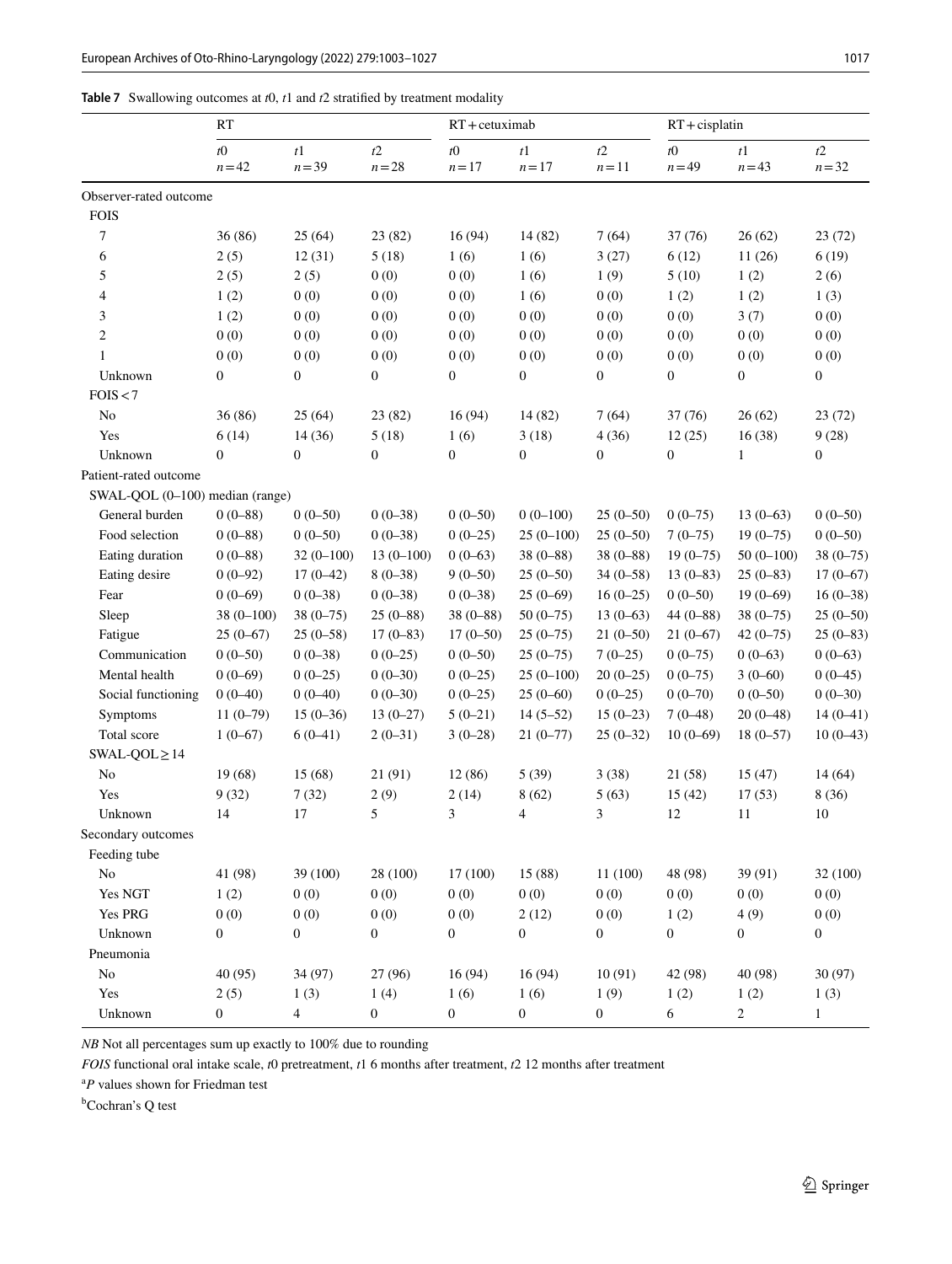**Table 7** Swallowing outcomes at *t*0, *t*1 and *t*2 stratified by treatment modality

| | RT | | | RT + cetuximab | | | RT + cisplatin | | |
|---|---|---|---|---|---|---|---|---|---|
| | *t*0 $n=42$ | *t*1 $n=39$ | *t*2 $n=28$ | *t*0 $n=17$ | *t*1 $n=17$ | *t*2 $n=11$ | *t*0 $n=49$ | *t*1 $n=43$ | *t*2 $n=32$ |
| Observer-rated outcome | | | | | | | | | |
| FOIS | | | | | | | | | |
| 7 | 36 (86) | 25 (64) | 23 (82) | 16 (94) | 14 (82) | 7 (64) | 37 (76) | 26 (62) | 23 (72) |
| 6 | 2 (5) | 12 (31) | 5 (18) | 1 (6) | 1 (6) | 3 (27) | 6 (12) | 11 (26) | 6 (19) |
| 5 | 2 (5) | 2 (5) | 0 (0) | 0 (0) | 1 (6) | 1 (9) | 5 (10) | 1 (2) | 2 (6) |
| 4 | 1 (2) | 0 (0) | 0 (0) | 0 (0) | 1 (6) | 0 (0) | 1 (2) | 1 (2) | 1 (3) |
| 3 | 1 (2) | 0 (0) | 0 (0) | 0 (0) | 0 (0) | 0 (0) | 0 (0) | 3 (7) | 0 (0) |
| 2 | 0 (0) | 0 (0) | 0 (0) | 0 (0) | 0 (0) | 0 (0) | 0 (0) | 0 (0) | 0 (0) |
| 1 | 0 (0) | 0 (0) | 0 (0) | 0 (0) | 0 (0) | 0 (0) | 0 (0) | 0 (0) | 0 (0) |
| Unknown | 0 | 0 | 0 | 0 | 0 | 0 | 0 | 0 | 0 |
| FOIS < 7 | | | | | | | | | |
| No | 36 (86) | 25 (64) | 23 (82) | 16 (94) | 14 (82) | 7 (64) | 37 (76) | 26 (62) | 23 (72) |
| Yes | 6 (14) | 14 (36) | 5 (18) | 1 (6) | 3 (18) | 4 (36) | 12 (25) | 16 (38) | 9 (28) |
| Unknown | 0 | 0 | 0 | 0 | 0 | 0 | 0 | 1 | 0 |
| Patient-rated outcome | | | | | | | | | |
| SWAL-QOL (0–100) median (range) | | | | | | | | | |
| General burden | 0 (0–88) | 0 (0–50) | 0 (0–38) | 0 (0–50) | 0 (0–100) | 25 (0–50) | 0 (0–75) | 13 (0–63) | 0 (0–50) |
| Food selection | 0 (0–88) | 0 (0–50) | 0 (0–38) | 0 (0–25) | 25 (0–100) | 25 (0–50) | 7 (0–75) | 19 (0–75) | 0 (0–50) |
| Eating duration | 0 (0–88) | 32 (0–100) | 13 (0–100) | 0 (0–63) | 38 (0–88) | 38 (0–88) | 19 (0–75) | 50 (0–100) | 38 (0–75) |
| Eating desire | 0 (0–92) | 17 (0–42) | 8 (0–38) | 9 (0–50) | 25 (0–50) | 34 (0–58) | 13 (0–83) | 25 (0–83) | 17 (0–67) |
| Fear | 0 (0–69) | 0 (0–38) | 0 (0–38) | 0 (0–38) | 25 (0–69) | 16 (0–25) | 0 (0–50) | 19 (0–69) | 16 (0–38) |
| Sleep | 38 (0–100) | 38 (0–75) | 25 (0–88) | 38 (0–88) | 50 (0–75) | 13 (0–63) | 44 (0–88) | 38 (0–75) | 25 (0–50) |
| Fatigue | 25 (0–67) | 25 (0–58) | 17 (0–83) | 17 (0–50) | 25 (0–75) | 21 (0–50) | 21 (0–67) | 42 (0–75) | 25 (0–83) |
| Communication | 0 (0–50) | 0 (0–38) | 0 (0–25) | 0 (0–50) | 25 (0–75) | 7 (0–25) | 0 (0–75) | 0 (0–63) | 0 (0–63) |
| Mental health | 0 (0–69) | 0 (0–25) | 0 (0–30) | 0 (0–25) | 25 (0–100) | 20 (0–25) | 0 (0–75) | 3 (0–60) | 0 (0–45) |
| Social functioning | 0 (0–40) | 0 (0–40) | 0 (0–30) | 0 (0–25) | 25 (0–60) | 0 (0–25) | 0 (0–70) | 0 (0–50) | 0 (0–30) |
| Symptoms | 11 (0–79) | 15 (0–36) | 13 (0–27) | 5 (0–21) | 14 (5–52) | 15 (0–23) | 7 (0–48) | 20 (0–48) | 14 (0–41) |
| Total score | 1 (0–67) | 6 (0–41) | 2 (0–31) | 3 (0–28) | 21 (0–77) | 25 (0–32) | 10 (0–69) | 18 (0–57) | 10 (0–43) |
| SWAL-QOL ≥ 14 | | | | | | | | | |
| No | 19 (68) | 15 (68) | 21 (91) | 12 (86) | 5 (39) | 3 (38) | 21 (58) | 15 (47) | 14 (64) |
| Yes | 9 (32) | 7 (32) | 2 (9) | 2 (14) | 8 (62) | 5 (63) | 15 (42) | 17 (53) | 8 (36) |
| Unknown | 14 | 17 | 5 | 3 | 4 | 3 | 12 | 11 | 10 |
| Secondary outcomes | | | | | | | | | |
| Feeding tube | | | | | | | | | |
| No | 41 (98) | 39 (100) | 28 (100) | 17 (100) | 15 (88) | 11 (100) | 48 (98) | 39 (91) | 32 (100) |
| Yes NGT | 1 (2) | 0 (0) | 0 (0) | 0 (0) | 0 (0) | 0 (0) | 0 (0) | 0 (0) | 0 (0) |
| Yes PRG | 0 (0) | 0 (0) | 0 (0) | 0 (0) | 2 (12) | 0 (0) | 1 (2) | 4 (9) | 0 (0) |
| Unknown | 0 | 0 | 0 | 0 | 0 | 0 | 0 | 0 | 0 |
| Pneumonia | | | | | | | | | |
| No | 40 (95) | 34 (97) | 27 (96) | 16 (94) | 16 (94) | 10 (91) | 42 (98) | 40 (98) | 30 (97) |
| Yes | 2 (5) | 1 (3) | 1 (4) | 1 (6) | 1 (6) | 1 (9) | 1 (2) | 1 (2) | 1 (3) |
| Unknown | 0 | 4 | 0 | 0 | 0 | 0 | 6 | 2 | 1 |

*NB* Not all percentages sum up exactly to 100% due to rounding

*FOIS* functional oral intake scale, *t*0 pretreatment, *t*1 6 months after treatment, *t*2 12 months after treatment

[a] *P* values shown for Friedman test

[b] Cochran's Q test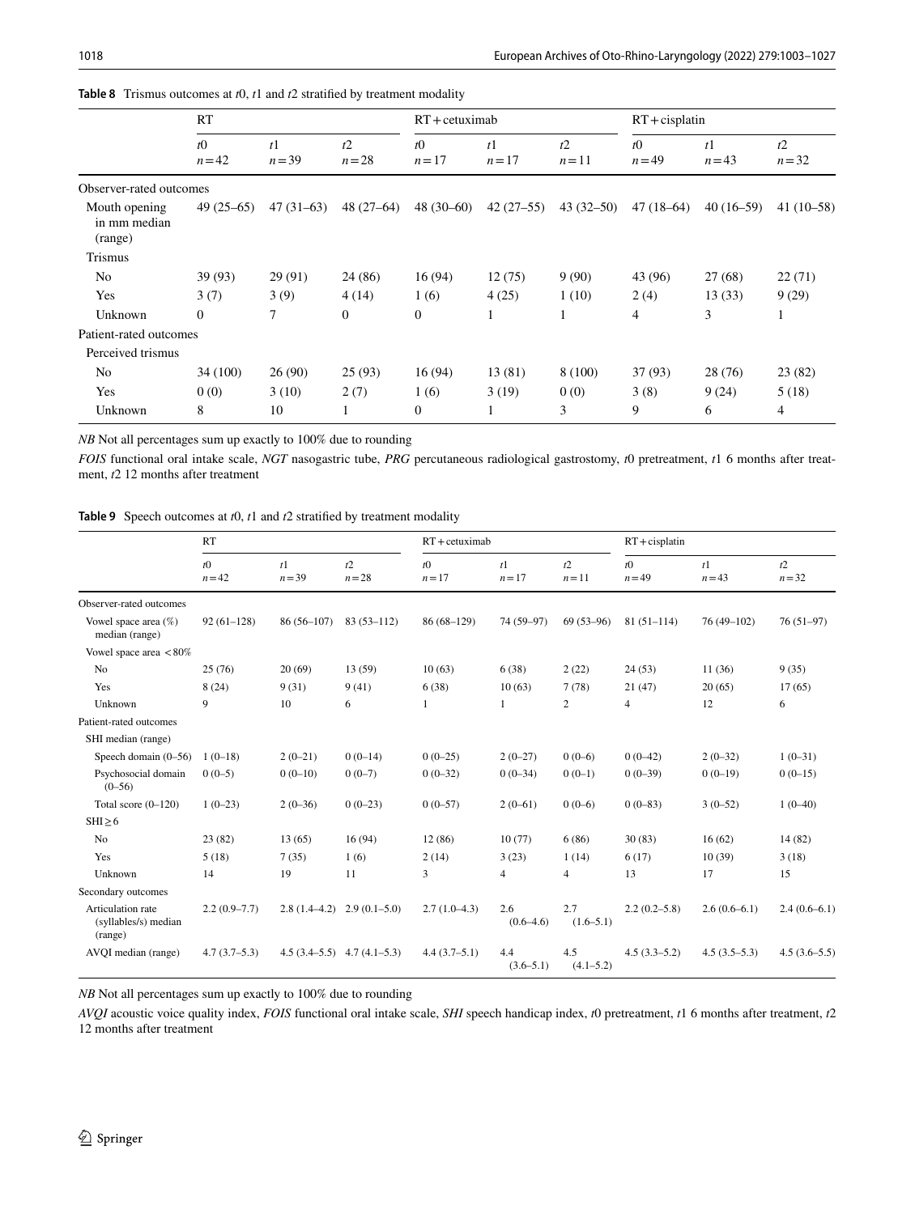**Table 8** Trismus outcomes at *t*0, *t*1 and *t*2 stratified by treatment modality

| | RT | | | RT + cetuximab | | | RT + cisplatin | | |
|---|---|---|---|---|---|---|---|---|---|
| | *t*0 n = 42 | *t*1 n = 39 | *t*2 n = 28 | *t*0 n = 17 | *t*1 n = 17 | *t*2 n = 11 | *t*0 n = 49 | *t*1 n = 43 | *t*2 n = 32 |
| Observer-rated outcomes | | | | | | | | | |
| Mouth opening in mm median (range) | 49 (25–65) | 47 (31–63) | 48 (27–64) | 48 (30–60) | 42 (27–55) | 43 (32–50) | 47 (18–64) | 40 (16–59) | 41 (10–58) |
| Trismus | | | | | | | | | |
| No | 39 (93) | 29 (91) | 24 (86) | 16 (94) | 12 (75) | 9 (90) | 43 (96) | 27 (68) | 22 (71) |
| Yes | 3 (7) | 3 (9) | 4 (14) | 1 (6) | 4 (25) | 1 (10) | 2 (4) | 13 (33) | 9 (29) |
| Unknown | 0 | 7 | 0 | 0 | 1 | 1 | 4 | 3 | 1 |
| Patient-rated outcomes | | | | | | | | | |
| Perceived trismus | | | | | | | | | |
| No | 34 (100) | 26 (90) | 25 (93) | 16 (94) | 13 (81) | 8 (100) | 37 (93) | 28 (76) | 23 (82) |
| Yes | 0 (0) | 3 (10) | 2 (7) | 1 (6) | 3 (19) | 0 (0) | 3 (8) | 9 (24) | 5 (18) |
| Unknown | 8 | 10 | 1 | 0 | 1 | 3 | 9 | 6 | 4 |

*NB* Not all percentages sum up exactly to 100% due to rounding

*FOIS* functional oral intake scale, *NGT* nasogastric tube, *PRG* percutaneous radiological gastrostomy, *t*0 pretreatment, *t*1 6 months after treatment, *t*2 12 months after treatment

**Table 9** Speech outcomes at *t*0, *t*1 and *t*2 stratified by treatment modality

| | RT | | | RT + cetuximab | | | RT + cisplatin | | |
|---|---|---|---|---|---|---|---|---|---|
| | *t*0 n = 42 | *t*1 n = 39 | *t*2 n = 28 | *t*0 n = 17 | *t*1 n = 17 | *t*2 n = 11 | *t*0 n = 49 | *t*1 n = 43 | *t*2 n = 32 |
| Observer-rated outcomes | | | | | | | | | |
| Vowel space area (%) median (range) | 92 (61–128) | 86 (56–107) | 83 (53–112) | 86 (68–129) | 74 (59–97) | 69 (53–96) | 81 (51–114) | 76 (49–102) | 76 (51–97) |
| Vowel space area < 80% | | | | | | | | | |
| No | 25 (76) | 20 (69) | 13 (59) | 10 (63) | 6 (38) | 2 (22) | 24 (53) | 11 (36) | 9 (35) |
| Yes | 8 (24) | 9 (31) | 9 (41) | 6 (38) | 10 (63) | 7 (78) | 21 (47) | 20 (65) | 17 (65) |
| Unknown | 9 | 10 | 6 | 1 | 1 | 2 | 4 | 12 | 6 |
| Patient-rated outcomes | | | | | | | | | |
| SHI median (range) | | | | | | | | | |
| Speech domain (0–56) | 1 (0–18) | 2 (0–21) | 0 (0–14) | 0 (0–25) | 2 (0–27) | 0 (0–6) | 0 (0–42) | 2 (0–32) | 1 (0–31) |
| Psychosocial domain (0–56) | 0 (0–5) | 0 (0–10) | 0 (0–7) | 0 (0–32) | 0 (0–34) | 0 (0–1) | 0 (0–39) | 0 (0–19) | 0 (0–15) |
| Total score (0–120) | 1 (0–23) | 2 (0–36) | 0 (0–23) | 0 (0–57) | 2 (0–61) | 0 (0–6) | 0 (0–83) | 3 (0–52) | 1 (0–40) |
| SHI ≥ 6 | | | | | | | | | |
| No | 23 (82) | 13 (65) | 16 (94) | 12 (86) | 10 (77) | 6 (86) | 30 (83) | 16 (62) | 14 (82) |
| Yes | 5 (18) | 7 (35) | 1 (6) | 2 (14) | 3 (23) | 1 (14) | 6 (17) | 10 (39) | 3 (18) |
| Unknown | 14 | 19 | 11 | 3 | 4 | 4 | 13 | 17 | 15 |
| Secondary outcomes | | | | | | | | | |
| Articulation rate (syllables/s) median (range) | 2.2 (0.9–7.7) | 2.8 (1.4–4.2) | 2.9 (0.1–5.0) | 2.7 (1.0–4.3) | 2.6 (0.6–4.6) | 2.7 (1.6–5.1) | 2.2 (0.2–5.8) | 2.6 (0.6–6.1) | 2.4 (0.6–6.1) |
| AVQI median (range) | 4.7 (3.7–5.3) | 4.5 (3.4–5.5) | 4.7 (4.1–5.3) | 4.4 (3.7–5.1) | 4.4 (3.6–5.1) | 4.5 (4.1–5.2) | 4.5 (3.3–5.2) | 4.5 (3.5–5.3) | 4.5 (3.6–5.5) |

*NB* Not all percentages sum up exactly to 100% due to rounding

*AVQI* acoustic voice quality index, *FOIS* functional oral intake scale, *SHI* speech handicap index, *t*0 pretreatment, *t*1 6 months after treatment, *t*2 12 months after treatment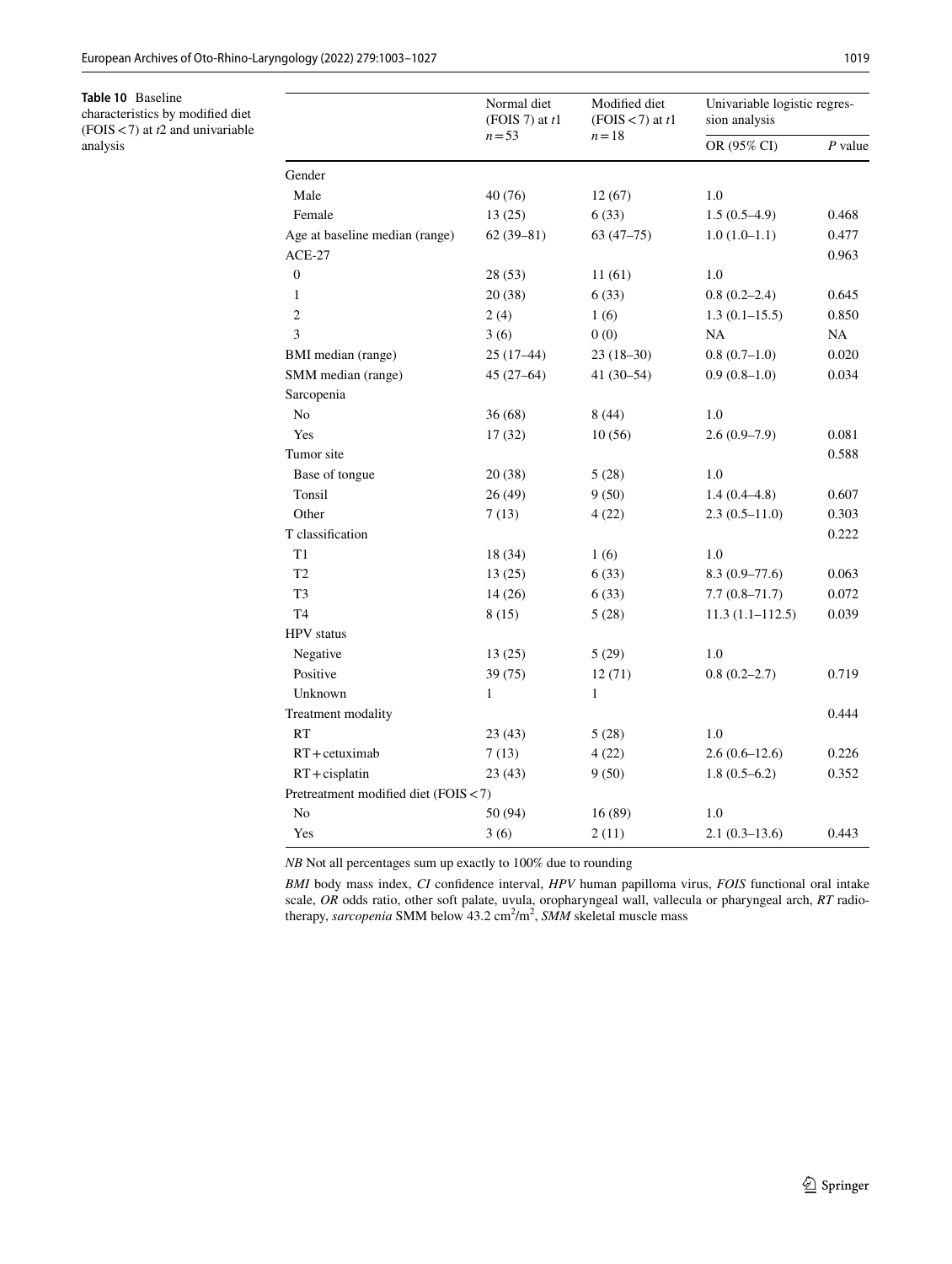**Table 10** Baseline characteristics by modified diet (FOIS < 7) at *t*2 and univariable analysis

| | Normal diet (FOIS 7) at *t*1 $n = 53$ | Modified diet (FOIS < 7) at *t*1 $n = 18$ | Univariable logistic regression analysis | |
|---|---|---|---|---|
| | | | OR (95% CI) | *P* value |
| Gender | | | | |
| Male | 40 (76) | 12 (67) | 1.0 | |
| Female | 13 (25) | 6 (33) | 1.5 (0.5–4.9) | 0.468 |
| Age at baseline median (range) | 62 (39–81) | 63 (47–75) | 1.0 (1.0–1.1) | 0.477 |
| ACE-27 | | | | 0.963 |
| 0 | 28 (53) | 11 (61) | 1.0 | |
| 1 | 20 (38) | 6 (33) | 0.8 (0.2–2.4) | 0.645 |
| 2 | 2 (4) | 1 (6) | 1.3 (0.1–15.5) | 0.850 |
| 3 | 3 (6) | 0 (0) | NA | NA |
| BMI median (range) | 25 (17–44) | 23 (18–30) | 0.8 (0.7–1.0) | 0.020 |
| SMM median (range) | 45 (27–64) | 41 (30–54) | 0.9 (0.8–1.0) | 0.034 |
| Sarcopenia | | | | |
| No | 36 (68) | 8 (44) | 1.0 | |
| Yes | 17 (32) | 10 (56) | 2.6 (0.9–7.9) | 0.081 |
| Tumor site | | | | 0.588 |
| Base of tongue | 20 (38) | 5 (28) | 1.0 | |
| Tonsil | 26 (49) | 9 (50) | 1.4 (0.4–4.8) | 0.607 |
| Other | 7 (13) | 4 (22) | 2.3 (0.5–11.0) | 0.303 |
| T classification | | | | 0.222 |
| T1 | 18 (34) | 1 (6) | 1.0 | |
| T2 | 13 (25) | 6 (33) | 8.3 (0.9–77.6) | 0.063 |
| T3 | 14 (26) | 6 (33) | 7.7 (0.8–71.7) | 0.072 |
| T4 | 8 (15) | 5 (28) | 11.3 (1.1–112.5) | 0.039 |
| HPV status | | | | |
| Negative | 13 (25) | 5 (29) | 1.0 | |
| Positive | 39 (75) | 12 (71) | 0.8 (0.2–2.7) | 0.719 |
| Unknown | 1 | 1 | | |
| Treatment modality | | | | 0.444 |
| RT | 23 (43) | 5 (28) | 1.0 | |
| RT + cetuximab | 7 (13) | 4 (22) | 2.6 (0.6–12.6) | 0.226 |
| RT + cisplatin | 23 (43) | 9 (50) | 1.8 (0.5–6.2) | 0.352 |
| Pretreatment modified diet (FOIS < 7) | | | | |
| No | 50 (94) | 16 (89) | 1.0 | |
| Yes | 3 (6) | 2 (11) | 2.1 (0.3–13.6) | 0.443 |

*NB* Not all percentages sum up exactly to 100% due to rounding

*BMI* body mass index, *CI* confidence interval, *HPV* human papilloma virus, *FOIS* functional oral intake scale, *OR* odds ratio, other soft palate, uvula, oropharyngeal wall, vallecula or pharyngeal arch, *RT* radiotherapy, *sarcopenia* SMM below 43.2 $cm^2/m^2$, *SMM* skeletal muscle mass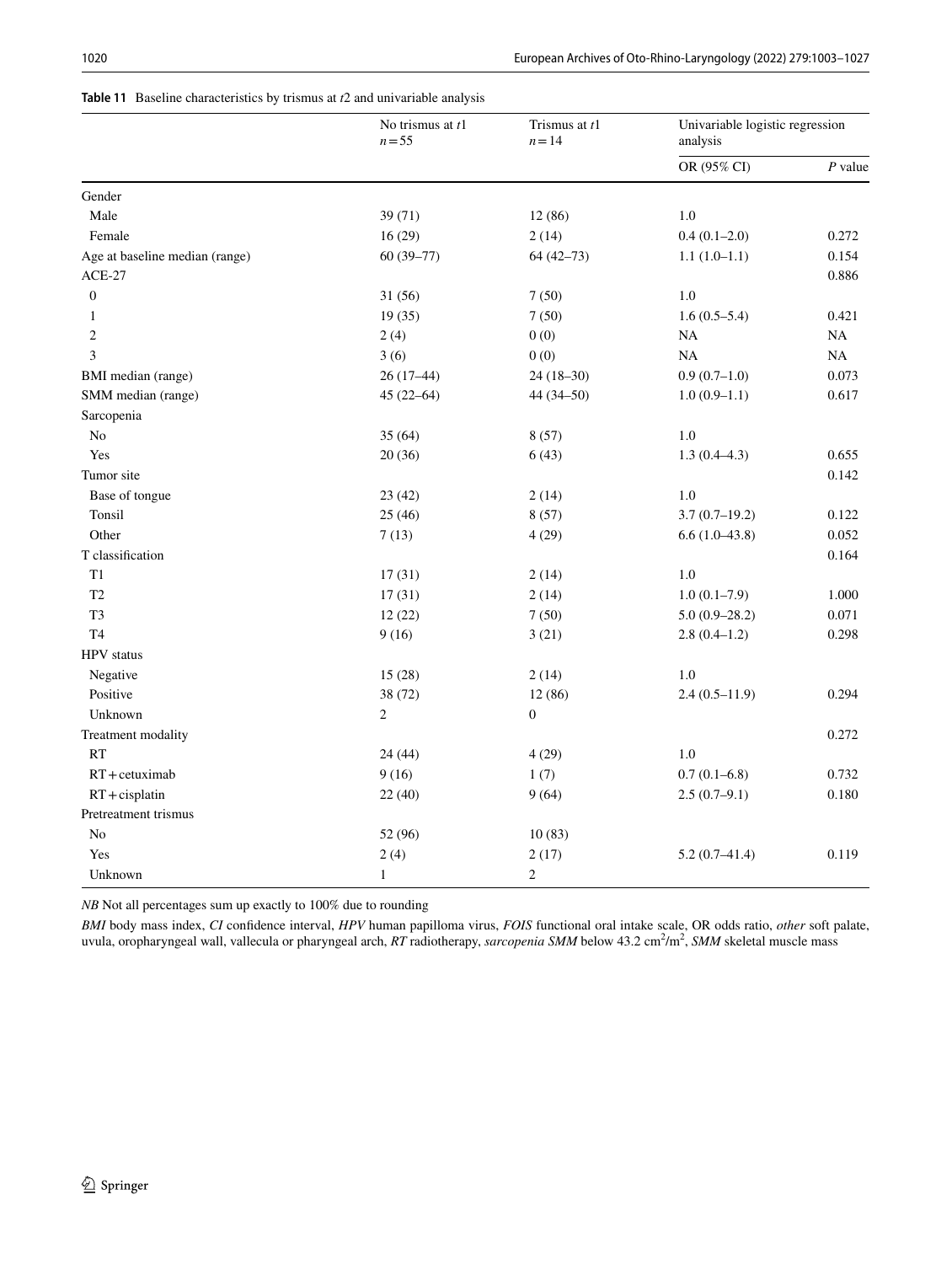**Table 11** Baseline characteristics by trismus at $t2$ and univariable analysis

| | No trismus at $t1$ $n = 55$ | Trismus at $t1$ $n = 14$ | Univariable logistic regression analysis | |
|---|---|---|---|---|
| | | | OR (95% CI) | *P* value |
| Gender | | | | |
| Male | 39 (71) | 12 (86) | 1.0 | |
| Female | 16 (29) | 2 (14) | 0.4 (0.1–2.0) | 0.272 |
| Age at baseline median (range) | 60 (39–77) | 64 (42–73) | 1.1 (1.0–1.1) | 0.154 |
| ACE-27 | | | | 0.886 |
| 0 | 31 (56) | 7 (50) | 1.0 | |
| 1 | 19 (35) | 7 (50) | 1.6 (0.5–5.4) | 0.421 |
| 2 | 2 (4) | 0 (0) | NA | NA |
| 3 | 3 (6) | 0 (0) | NA | NA |
| BMI median (range) | 26 (17–44) | 24 (18–30) | 0.9 (0.7–1.0) | 0.073 |
| SMM median (range) | 45 (22–64) | 44 (34–50) | 1.0 (0.9–1.1) | 0.617 |
| Sarcopenia | | | | |
| No | 35 (64) | 8 (57) | 1.0 | |
| Yes | 20 (36) | 6 (43) | 1.3 (0.4–4.3) | 0.655 |
| Tumor site | | | | 0.142 |
| Base of tongue | 23 (42) | 2 (14) | 1.0 | |
| Tonsil | 25 (46) | 8 (57) | 3.7 (0.7–19.2) | 0.122 |
| Other | 7 (13) | 4 (29) | 6.6 (1.0–43.8) | 0.052 |
| T classification | | | | 0.164 |
| T1 | 17 (31) | 2 (14) | 1.0 | |
| T2 | 17 (31) | 2 (14) | 1.0 (0.1–7.9) | 1.000 |
| T3 | 12 (22) | 7 (50) | 5.0 (0.9–28.2) | 0.071 |
| T4 | 9 (16) | 3 (21) | 2.8 (0.4–1.2) | 0.298 |
| HPV status | | | | |
| Negative | 15 (28) | 2 (14) | 1.0 | |
| Positive | 38 (72) | 12 (86) | 2.4 (0.5–11.9) | 0.294 |
| Unknown | 2 | 0 | | |
| Treatment modality | | | | 0.272 |
| RT | 24 (44) | 4 (29) | 1.0 | |
| RT + cetuximab | 9 (16) | 1 (7) | 0.7 (0.1–6.8) | 0.732 |
| RT + cisplatin | 22 (40) | 9 (64) | 2.5 (0.7–9.1) | 0.180 |
| Pretreatment trismus | | | | |
| No | 52 (96) | 10 (83) | | |
| Yes | 2 (4) | 2 (17) | 5.2 (0.7–41.4) | 0.119 |
| Unknown | 1 | 2 | | |

*NB* Not all percentages sum up exactly to 100% due to rounding

*BMI* body mass index, *CI* confidence interval, *HPV* human papilloma virus, *FOIS* functional oral intake scale, OR odds ratio, *other* soft palate, uvula, oropharyngeal wall, vallecula or pharyngeal arch, *RT* radiotherapy, *sarcopenia SMM* below 43.2 $cm^2/m^2$, *SMM* skeletal muscle mass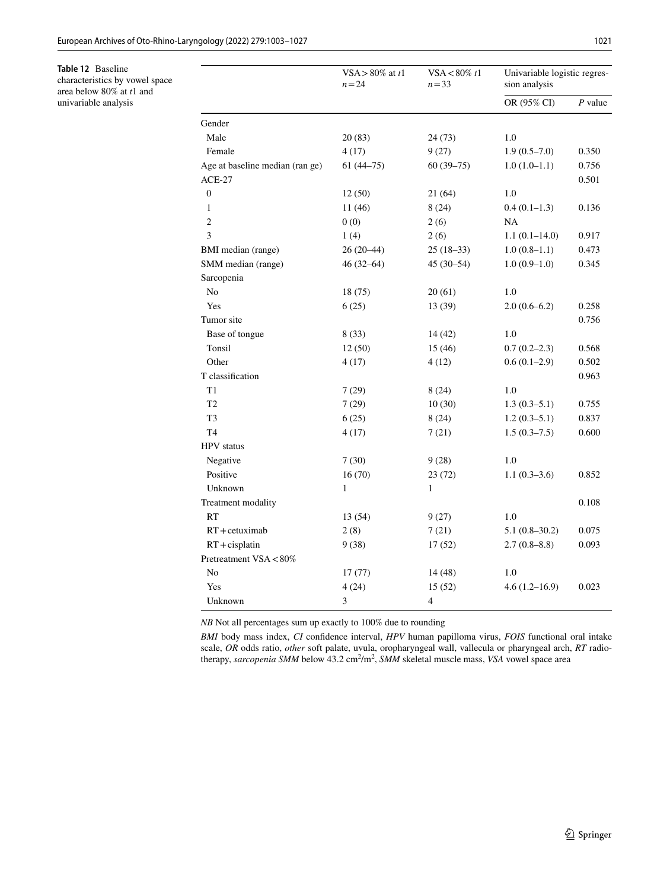**Table 12** Baseline characteristics by vowel space area below 80% at *t*1 and univariable analysis

| | VSA > 80% at *t*1 *n* = 24 | VSA < 80% *t*1 *n* = 33 | Univariable logistic regression analysis | |
|---|---|---|---|---|
| | | | OR (95% CI) | *P* value |
| Gender | | | | |
| Male | 20 (83) | 24 (73) | 1.0 | |
| Female | 4 (17) | 9 (27) | 1.9 (0.5–7.0) | 0.350 |
| Age at baseline median (ran ge) | 61 (44–75) | 60 (39–75) | 1.0 (1.0–1.1) | 0.756 |
| ACE-27 | | | | 0.501 |
| 0 | 12 (50) | 21 (64) | 1.0 | |
| 1 | 11 (46) | 8 (24) | 0.4 (0.1–1.3) | 0.136 |
| 2 | 0 (0) | 2 (6) | NA | |
| 3 | 1 (4) | 2 (6) | 1.1 (0.1–14.0) | 0.917 |
| BMI median (range) | 26 (20–44) | 25 (18–33) | 1.0 (0.8–1.1) | 0.473 |
| SMM median (range) | 46 (32–64) | 45 (30–54) | 1.0 (0.9–1.0) | 0.345 |
| Sarcopenia | | | | |
| No | 18 (75) | 20 (61) | 1.0 | |
| Yes | 6 (25) | 13 (39) | 2.0 (0.6–6.2) | 0.258 |
| Tumor site | | | | 0.756 |
| Base of tongue | 8 (33) | 14 (42) | 1.0 | |
| Tonsil | 12 (50) | 15 (46) | 0.7 (0.2–2.3) | 0.568 |
| Other | 4 (17) | 4 (12) | 0.6 (0.1–2.9) | 0.502 |
| T classification | | | | 0.963 |
| T1 | 7 (29) | 8 (24) | 1.0 | |
| T2 | 7 (29) | 10 (30) | 1.3 (0.3–5.1) | 0.755 |
| T3 | 6 (25) | 8 (24) | 1.2 (0.3–5.1) | 0.837 |
| T4 | 4 (17) | 7 (21) | 1.5 (0.3–7.5) | 0.600 |
| HPV status | | | | |
| Negative | 7 (30) | 9 (28) | 1.0 | |
| Positive | 16 (70) | 23 (72) | 1.1 (0.3–3.6) | 0.852 |
| Unknown | 1 | 1 | | |
| Treatment modality | | | | 0.108 |
| RT | 13 (54) | 9 (27) | 1.0 | |
| RT + cetuximab | 2 (8) | 7 (21) | 5.1 (0.8–30.2) | 0.075 |
| RT + cisplatin | 9 (38) | 17 (52) | 2.7 (0.8–8.8) | 0.093 |
| Pretreatment VSA < 80% | | | | |
| No | 17 (77) | 14 (48) | 1.0 | |
| Yes | 4 (24) | 15 (52) | 4.6 (1.2–16.9) | 0.023 |
| Unknown | 3 | 4 | | |

*NB* Not all percentages sum up exactly to 100% due to rounding

*BMI* body mass index, *CI* confidence interval, *HPV* human papilloma virus, *FOIS* functional oral intake scale, *OR* odds ratio, *other* soft palate, uvula, oropharyngeal wall, vallecula or pharyngeal arch, *RT* radiotherapy, *sarcopenia SMM* below 43.2 $cm^2/m^2$, *SMM* skeletal muscle mass, *VSA* vowel space area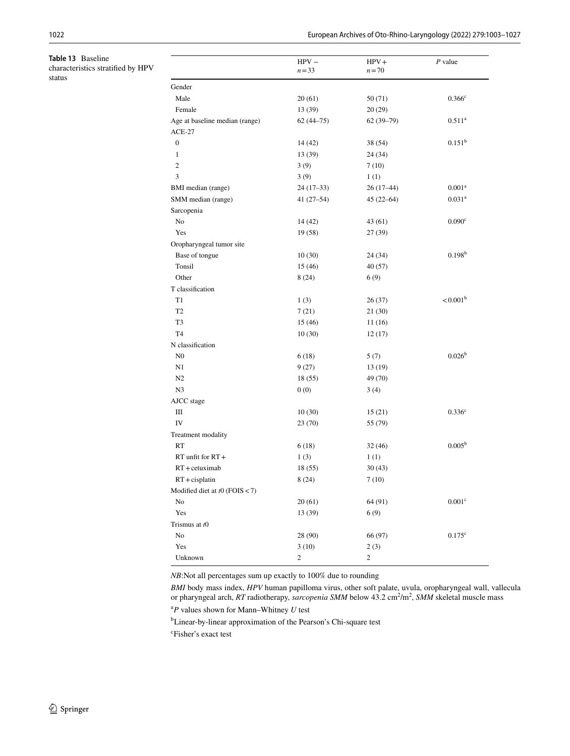**Table 13** Baseline characteristics stratified by HPV status

| | HPV − $n=33$ | HPV + $n=70$ | *P* value |
|---|---|---|---|
| Gender | | | |
| Male | 20 (61) | 50 (71) | 0.366[c] |
| Female | 13 (39) | 20 (29) | |
| Age at baseline median (range) | 62 (44–75) | 62 (39–79) | 0.511[a] |
| ACE-27 | | | |
| 0 | 14 (42) | 38 (54) | 0.151[b] |
| 1 | 13 (39) | 24 (34) | |
| 2 | 3 (9) | 7 (10) | |
| 3 | 3 (9) | 1 (1) | |
| BMI median (range) | 24 (17–33) | 26 (17–44) | 0.001[a] |
| SMM median (range) | 41 (27–54) | 45 (22–64) | 0.031[a] |
| Sarcopenia | | | |
| No | 14 (42) | 43 (61) | 0.090[c] |
| Yes | 19 (58) | 27 (39) | |
| Oropharyngeal tumor site | | | |
| Base of tongue | 10 (30) | 24 (34) | 0.198[b] |
| Tonsil | 15 (46) | 40 (57) | |
| Other | 8 (24) | 6 (9) | |
| T classification | | | |
| T1 | 1 (3) | 26 (37) | <0.001[b] |
| T2 | 7 (21) | 21 (30) | |
| T3 | 15 (46) | 11 (16) | |
| T4 | 10 (30) | 12 (17) | |
| N classification | | | |
| N0 | 6 (18) | 5 (7) | 0.026[b] |
| N1 | 9 (27) | 13 (19) | |
| N2 | 18 (55) | 49 (70) | |
| N3 | 0 (0) | 3 (4) | |
| AJCC stage | | | |
| III | 10 (30) | 15 (21) | 0.336[c] |
| IV | 23 (70) | 55 (79) | |
| Treatment modality | | | |
| RT | 6 (18) | 32 (46) | 0.005[b] |
| RT unfit for RT+ | 1 (3) | 1 (1) | |
| RT+cetuximab | 18 (55) | 30 (43) | |
| RT+cisplatin | 8 (24) | 7 (10) | |
| Modified diet at *t*0 (FOIS < 7) | | | |
| No | 20 (61) | 64 (91) | 0.001[c] |
| Yes | 13 (39) | 6 (9) | |
| Trismus at *t*0 | | | |
| No | 28 (90) | 66 (97) | 0.175[c] |
| Yes | 3 (10) | 2 (3) | |
| Unknown | 2 | 2 | |

*NB*: Not all percentages sum up exactly to 100% due to rounding

*BMI* body mass index, *HPV* human papilloma virus, other soft palate, uvula, oropharyngeal wall, vallecula or pharyngeal arch, *RT* radiotherapy, *sarcopenia SMM* below 43.2 $cm^2/m^2$, *SMM* skeletal muscle mass

[a] *P* values shown for Mann–Whitney *U* test

[b] Linear-by-linear approximation of the Pearson's Chi-square test

[c] Fisher's exact test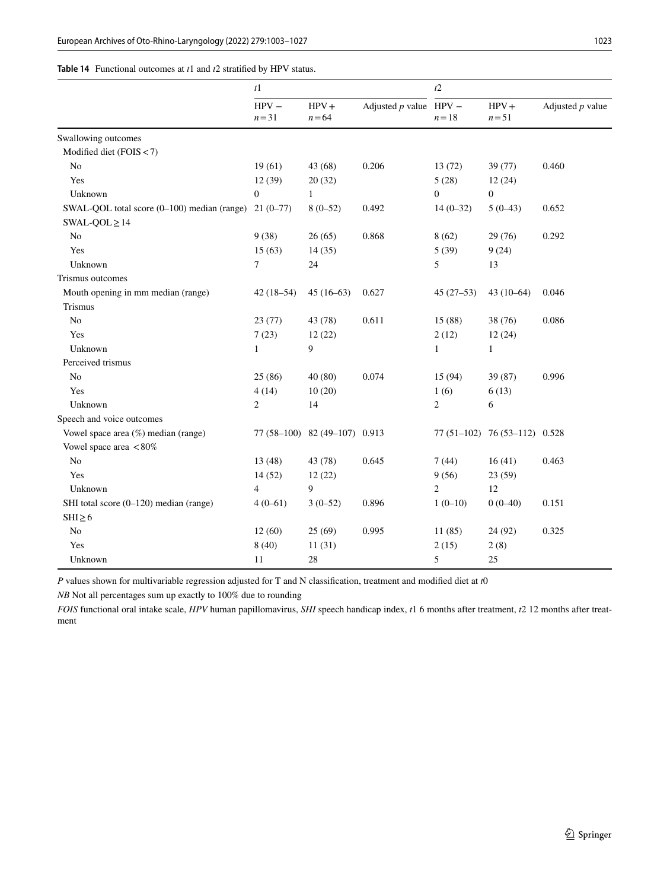**Table 14** Functional outcomes at *t*1 and *t*2 stratified by HPV status.

| | *t*1 | | | *t*2 | | |
|---|---|---|---|---|---|---|
| | HPV − *n* = 31 | HPV + *n* = 64 | Adjusted *p* value | HPV − *n* = 18 | HPV + *n* = 51 | Adjusted *p* value |
| Swallowing outcomes | | | | | | |
| Modified diet (FOIS < 7) | | | | | | |
| No | 19 (61) | 43 (68) | 0.206 | 13 (72) | 39 (77) | 0.460 |
| Yes | 12 (39) | 20 (32) | | 5 (28) | 12 (24) | |
| Unknown | 0 | 1 | | 0 | 0 | |
| SWAL-QOL total score (0–100) median (range) | 21 (0–77) | 8 (0–52) | 0.492 | 14 (0–32) | 5 (0–43) | 0.652 |
| SWAL-QOL ≥ 14 | | | | | | |
| No | 9 (38) | 26 (65) | 0.868 | 8 (62) | 29 (76) | 0.292 |
| Yes | 15 (63) | 14 (35) | | 5 (39) | 9 (24) | |
| Unknown | 7 | 24 | | 5 | 13 | |
| Trismus outcomes | | | | | | |
| Mouth opening in mm median (range) | 42 (18–54) | 45 (16–63) | 0.627 | 45 (27–53) | 43 (10–64) | 0.046 |
| Trismus | | | | | | |
| No | 23 (77) | 43 (78) | 0.611 | 15 (88) | 38 (76) | 0.086 |
| Yes | 7 (23) | 12 (22) | | 2 (12) | 12 (24) | |
| Unknown | 1 | 9 | | 1 | 1 | |
| Perceived trismus | | | | | | |
| No | 25 (86) | 40 (80) | 0.074 | 15 (94) | 39 (87) | 0.996 |
| Yes | 4 (14) | 10 (20) | | 1 (6) | 6 (13) | |
| Unknown | 2 | 14 | | 2 | 6 | |
| Speech and voice outcomes | | | | | | |
| Vowel space area (%) median (range) | 77 (58–100) | 82 (49–107) | 0.913 | 77 (51–102) | 76 (53–112) | 0.528 |
| Vowel space area < 80% | | | | | | |
| No | 13 (48) | 43 (78) | 0.645 | 7 (44) | 16 (41) | 0.463 |
| Yes | 14 (52) | 12 (22) | | 9 (56) | 23 (59) | |
| Unknown | 4 | 9 | | 2 | 12 | |
| SHI total score (0–120) median (range) | 4 (0–61) | 3 (0–52) | 0.896 | 1 (0–10) | 0 (0–40) | 0.151 |
| SHI ≥ 6 | | | | | | |
| No | 12 (60) | 25 (69) | 0.995 | 11 (85) | 24 (92) | 0.325 |
| Yes | 8 (40) | 11 (31) | | 2 (15) | 2 (8) | |
| Unknown | 11 | 28 | | 5 | 25 | |

*P* values shown for multivariable regression adjusted for T and N classification, treatment and modified diet at *t*0

*NB* Not all percentages sum up exactly to 100% due to rounding

*FOIS* functional oral intake scale, *HPV* human papillomavirus, *SHI* speech handicap index, *t*1 6 months after treatment, *t*2 12 months after treatment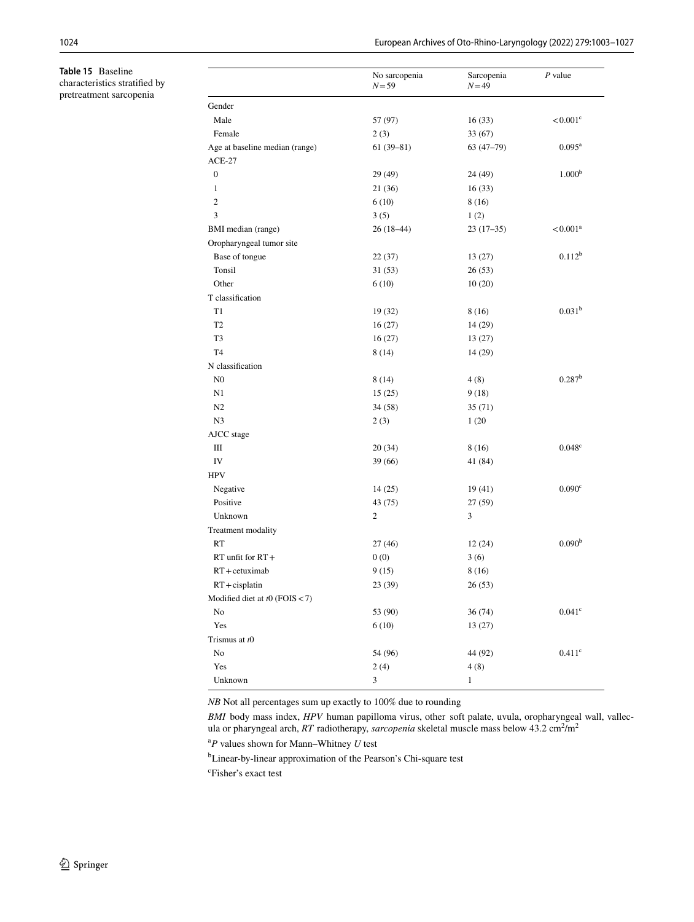**Table 15** Baseline characteristics stratified by pretreatment sarcopenia

| | No sarcopenia $N=59$ | Sarcopenia $N=49$ | $P$ value |
|---|---|---|---|
| Gender | | | |
| Male | 57 (97) | 16 (33) | < 0.001[c] |
| Female | 2 (3) | 33 (67) | |
| Age at baseline median (range) | 61 (39–81) | 63 (47–79) | 0.095[a] |
| ACE-27 | | | |
| 0 | 29 (49) | 24 (49) | 1.000[b] |
| 1 | 21 (36) | 16 (33) | |
| 2 | 6 (10) | 8 (16) | |
| 3 | 3 (5) | 1 (2) | |
| BMI median (range) | 26 (18–44) | 23 (17–35) | < 0.001[a] |
| Oropharyngeal tumor site | | | |
| Base of tongue | 22 (37) | 13 (27) | 0.112[b] |
| Tonsil | 31 (53) | 26 (53) | |
| Other | 6 (10) | 10 (20) | |
| T classification | | | |
| T1 | 19 (32) | 8 (16) | 0.031[b] |
| T2 | 16 (27) | 14 (29) | |
| T3 | 16 (27) | 13 (27) | |
| T4 | 8 (14) | 14 (29) | |
| N classification | | | |
| N0 | 8 (14) | 4 (8) | 0.287[b] |
| N1 | 15 (25) | 9 (18) | |
| N2 | 34 (58) | 35 (71) | |
| N3 | 2 (3) | 1 (20 | |
| AJCC stage | | | |
| III | 20 (34) | 8 (16) | 0.048[c] |
| IV | 39 (66) | 41 (84) | |
| HPV | | | |
| Negative | 14 (25) | 19 (41) | 0.090[c] |
| Positive | 43 (75) | 27 (59) | |
| Unknown | 2 | 3 | |
| Treatment modality | | | |
| RT | 27 (46) | 12 (24) | 0.090[b] |
| RT unfit for RT+ | 0 (0) | 3 (6) | |
| RT + cetuximab | 9 (15) | 8 (16) | |
| RT + cisplatin | 23 (39) | 26 (53) | |
| Modified diet at $t0$ (FOIS < 7) | | | |
| No | 53 (90) | 36 (74) | 0.041[c] |
| Yes | 6 (10) | 13 (27) | |
| Trismus at $t0$ | | | |
| No | 54 (96) | 44 (92) | 0.411[c] |
| Yes | 2 (4) | 4 (8) | |
| Unknown | 3 | 1 | |

*NB* Not all percentages sum up exactly to 100% due to rounding

*BMI* body mass index, *HPV* human papilloma virus, other soft palate, uvula, oropharyngeal wall, vallecula or pharyngeal arch, *RT* radiotherapy, *sarcopenia* skeletal muscle mass below 43.2 $cm^2/m^2$

[a]*P* values shown for Mann–Whitney *U* test

[b]Linear-by-linear approximation of the Pearson's Chi-square test

[c]Fisher's exact test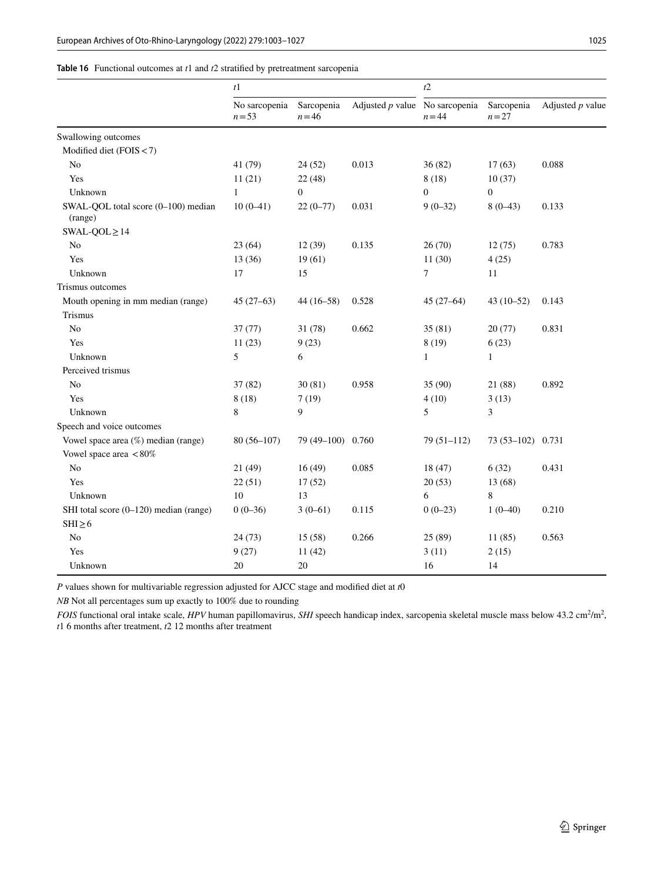**Table 16** Functional outcomes at *t*1 and *t*2 stratified by pretreatment sarcopenia

| | *t*1 | | | *t*2 | | |
|---|---|---|---|---|---|---|
| | No sarcopenia $n=53$ | Sarcopenia $n=46$ | Adjusted *p* value | No sarcopenia $n=44$ | Sarcopenia $n=27$ | Adjusted *p* value |
| Swallowing outcomes | | | | | | |
| Modified diet (FOIS < 7) | | | | | | |
| No | 41 (79) | 24 (52) | 0.013 | 36 (82) | 17 (63) | 0.088 |
| Yes | 11 (21) | 22 (48) | | 8 (18) | 10 (37) | |
| Unknown | 1 | 0 | | 0 | 0 | |
| SWAL-QOL total score (0–100) median (range) | 10 (0–41) | 22 (0–77) | 0.031 | 9 (0–32) | 8 (0–43) | 0.133 |
| SWAL-QOL ≥ 14 | | | | | | |
| No | 23 (64) | 12 (39) | 0.135 | 26 (70) | 12 (75) | 0.783 |
| Yes | 13 (36) | 19 (61) | | 11 (30) | 4 (25) | |
| Unknown | 17 | 15 | | 7 | 11 | |
| Trismus outcomes | | | | | | |
| Mouth opening in mm median (range) | 45 (27–63) | 44 (16–58) | 0.528 | 45 (27–64) | 43 (10–52) | 0.143 |
| Trismus | | | | | | |
| No | 37 (77) | 31 (78) | 0.662 | 35 (81) | 20 (77) | 0.831 |
| Yes | 11 (23) | 9 (23) | | 8 (19) | 6 (23) | |
| Unknown | 5 | 6 | | 1 | 1 | |
| Perceived trismus | | | | | | |
| No | 37 (82) | 30 (81) | 0.958 | 35 (90) | 21 (88) | 0.892 |
| Yes | 8 (18) | 7 (19) | | 4 (10) | 3 (13) | |
| Unknown | 8 | 9 | | 5 | 3 | |
| Speech and voice outcomes | | | | | | |
| Vowel space area (%) median (range) | 80 (56–107) | 79 (49–100) | 0.760 | 79 (51–112) | 73 (53–102) | 0.731 |
| Vowel space area < 80% | | | | | | |
| No | 21 (49) | 16 (49) | 0.085 | 18 (47) | 6 (32) | 0.431 |
| Yes | 22 (51) | 17 (52) | | 20 (53) | 13 (68) | |
| Unknown | 10 | 13 | | 6 | 8 | |
| SHI total score (0–120) median (range) | 0 (0–36) | 3 (0–61) | 0.115 | 0 (0–23) | 1 (0–40) | 0.210 |
| SHI ≥ 6 | | | | | | |
| No | 24 (73) | 15 (58) | 0.266 | 25 (89) | 11 (85) | 0.563 |
| Yes | 9 (27) | 11 (42) | | 3 (11) | 2 (15) | |
| Unknown | 20 | 20 | | 16 | 14 | |

*P* values shown for multivariable regression adjusted for AJCC stage and modified diet at *t*0

*NB* Not all percentages sum up exactly to 100% due to rounding

*FOIS* functional oral intake scale, *HPV* human papillomavirus, *SHI* speech handicap index, sarcopenia skeletal muscle mass below 43.2 $cm^2/m^2$, *t*1 6 months after treatment, *t*2 12 months after treatment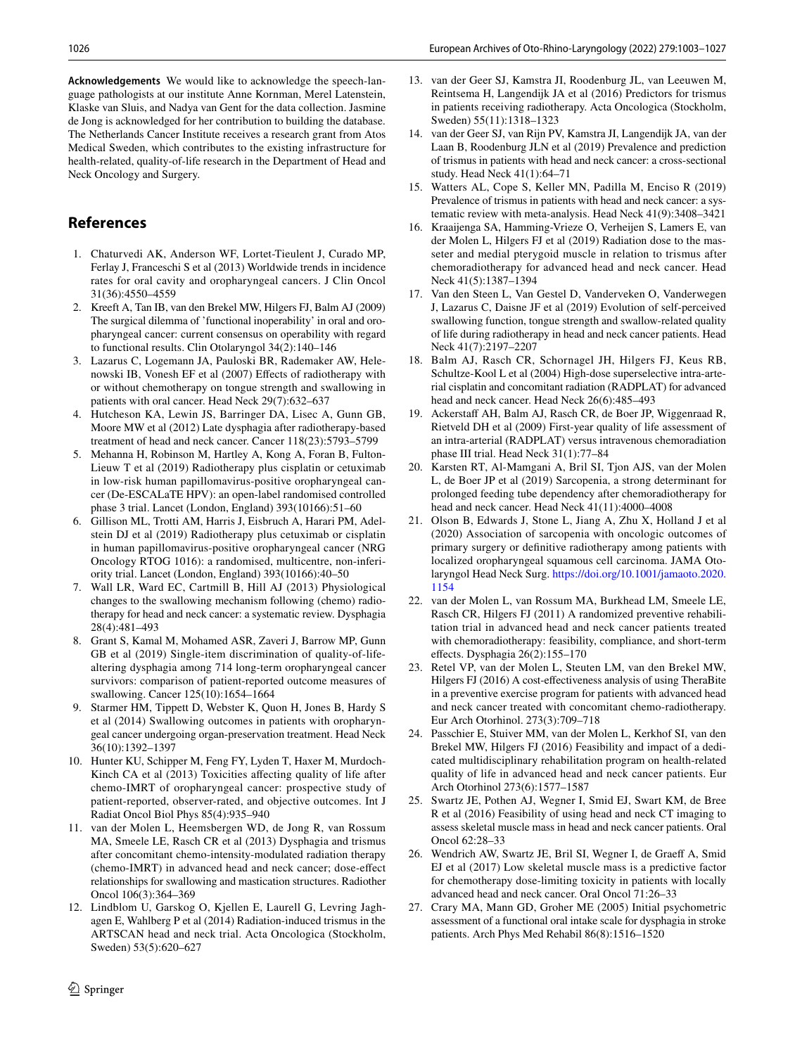**Acknowledgements** We would like to acknowledge the speech-language pathologists at our institute Anne Kornman, Merel Latenstein, Klaske van Sluis, and Nadya van Gent for the data collection. Jasmine de Jong is acknowledged for her contribution to building the database. The Netherlands Cancer Institute receives a research grant from Atos Medical Sweden, which contributes to the existing infrastructure for health-related, quality-of-life research in the Department of Head and Neck Oncology and Surgery.

## References

1. Chaturvedi AK, Anderson WF, Lortet-Tieulent J, Curado MP, Ferlay J, Franceschi S et al (2013) Worldwide trends in incidence rates for oral cavity and oropharyngeal cancers. J Clin Oncol 31(36):4550–4559
2. Kreeft A, Tan IB, van den Brekel MW, Hilgers FJ, Balm AJ (2009) The surgical dilemma of 'functional inoperability' in oral and oropharyngeal cancer: current consensus on operability with regard to functional results. Clin Otolaryngol 34(2):140–146
3. Lazarus C, Logemann JA, Pauloski BR, Rademaker AW, Helenowski IB, Vonesh EF et al (2007) Effects of radiotherapy with or without chemotherapy on tongue strength and swallowing in patients with oral cancer. Head Neck 29(7):632–637
4. Hutcheson KA, Lewin JS, Barringer DA, Lisec A, Gunn GB, Moore MW et al (2012) Late dysphagia after radiotherapy-based treatment of head and neck cancer. Cancer 118(23):5793–5799
5. Mehanna H, Robinson M, Hartley A, Kong A, Foran B, Fulton-Lieuw T et al (2019) Radiotherapy plus cisplatin or cetuximab in low-risk human papillomavirus-positive oropharyngeal cancer (De-ESCALaTE HPV): an open-label randomised controlled phase 3 trial. Lancet (London, England) 393(10166):51–60
6. Gillison ML, Trotti AM, Harris J, Eisbruch A, Harari PM, Adelstein DJ et al (2019) Radiotherapy plus cetuximab or cisplatin in human papillomavirus-positive oropharyngeal cancer (NRG Oncology RTOG 1016): a randomised, multicentre, non-inferiority trial. Lancet (London, England) 393(10166):40–50
7. Wall LR, Ward EC, Cartmill B, Hill AJ (2013) Physiological changes to the swallowing mechanism following (chemo) radiotherapy for head and neck cancer: a systematic review. Dysphagia 28(4):481–493
8. Grant S, Kamal M, Mohamed ASR, Zaveri J, Barrow MP, Gunn GB et al (2019) Single-item discrimination of quality-of-life-altering dysphagia among 714 long-term oropharyngeal cancer survivors: comparison of patient-reported outcome measures of swallowing. Cancer 125(10):1654–1664
9. Starmer HM, Tippett D, Webster K, Quon H, Jones B, Hardy S et al (2014) Swallowing outcomes in patients with oropharyngeal cancer undergoing organ-preservation treatment. Head Neck 36(10):1392–1397
10. Hunter KU, Schipper M, Feng FY, Lyden T, Haxer M, Murdoch-Kinch CA et al (2013) Toxicities affecting quality of life after chemo-IMRT of oropharyngeal cancer: prospective study of patient-reported, observer-rated, and objective outcomes. Int J Radiat Oncol Biol Phys 85(4):935–940
11. van der Molen L, Heemsbergen WD, de Jong R, van Rossum MA, Smeele LE, Rasch CR et al (2013) Dysphagia and trismus after concomitant chemo-intensity-modulated radiation therapy (chemo-IMRT) in advanced head and neck cancer; dose-effect relationships for swallowing and mastication structures. Radiother Oncol 106(3):364–369
12. Lindblom U, Garskog O, Kjellen E, Laurell G, Levring Jaghagen E, Wahlberg P et al (2014) Radiation-induced trismus in the ARTSCAN head and neck trial. Acta Oncologica (Stockholm, Sweden) 53(5):620–627
13. van der Geer SJ, Kamstra JI, Roodenburg JL, van Leeuwen M, Reintsema H, Langendijk JA et al (2016) Predictors for trismus in patients receiving radiotherapy. Acta Oncologica (Stockholm, Sweden) 55(11):1318–1323
14. van der Geer SJ, van Rijn PV, Kamstra JI, Langendijk JA, van der Laan B, Roodenburg JLN et al (2019) Prevalence and prediction of trismus in patients with head and neck cancer: a cross-sectional study. Head Neck 41(1):64–71
15. Watters AL, Cope S, Keller MN, Padilla M, Enciso R (2019) Prevalence of trismus in patients with head and neck cancer: a systematic review with meta-analysis. Head Neck 41(9):3408–3421
16. Kraaijenga SA, Hamming-Vrieze O, Verheijen S, Lamers E, van der Molen L, Hilgers FJ et al (2019) Radiation dose to the masseter and medial pterygoid muscle in relation to trismus after chemoradiotherapy for advanced head and neck cancer. Head Neck 41(5):1387–1394
17. Van den Steen L, Van Gestel D, Vanderveken O, Vanderwegen J, Lazarus C, Daisne JF et al (2019) Evolution of self-perceived swallowing function, tongue strength and swallow-related quality of life during radiotherapy in head and neck cancer patients. Head Neck 41(7):2197–2207
18. Balm AJ, Rasch CR, Schornagel JH, Hilgers FJ, Keus RB, Schultze-Kool L et al (2004) High-dose superselective intra-arterial cisplatin and concomitant radiation (RADPLAT) for advanced head and neck cancer. Head Neck 26(6):485–493
19. Ackerstaff AH, Balm AJ, Rasch CR, de Boer JP, Wiggenraad R, Rietveld DH et al (2009) First-year quality of life assessment of an intra-arterial (RADPLAT) versus intravenous chemoradiation phase III trial. Head Neck 31(1):77–84
20. Karsten RT, Al-Mamgani A, Bril SI, Tjon AJS, van der Molen L, de Boer JP et al (2019) Sarcopenia, a strong determinant for prolonged feeding tube dependency after chemoradiotherapy for head and neck cancer. Head Neck 41(11):4000–4008
21. Olson B, Edwards J, Stone L, Jiang A, Zhu X, Holland J et al (2020) Association of sarcopenia with oncologic outcomes of primary surgery or definitive radiotherapy among patients with localized oropharyngeal squamous cell carcinoma. JAMA Otolaryngol Head Neck Surg. https://doi.org/10.1001/jamaoto.2020.1154
22. van der Molen L, van Rossum MA, Burkhead LM, Smeele LE, Rasch CR, Hilgers FJ (2011) A randomized preventive rehabilitation trial in advanced head and neck cancer patients treated with chemoradiotherapy: feasibility, compliance, and short-term effects. Dysphagia 26(2):155–170
23. Retel VP, van der Molen L, Steuten LM, van den Brekel MW, Hilgers FJ (2016) A cost-effectiveness analysis of using TheraBite in a preventive exercise program for patients with advanced head and neck cancer treated with concomitant chemo-radiotherapy. Eur Arch Otorhinol. 273(3):709–718
24. Passchier E, Stuiver MM, van der Molen L, Kerkhof SI, van den Brekel MW, Hilgers FJ (2016) Feasibility and impact of a dedicated multidisciplinary rehabilitation program on health-related quality of life in advanced head and neck cancer patients. Eur Arch Otorhinol 273(6):1577–1587
25. Swartz JE, Pothen AJ, Wegner I, Smid EJ, Swart KM, de Bree R et al (2016) Feasibility of using head and neck CT imaging to assess skeletal muscle mass in head and neck cancer patients. Oral Oncol 62:28–33
26. Wendrich AW, Swartz JE, Bril SI, Wegner I, de Graeff A, Smid EJ et al (2017) Low skeletal muscle mass is a predictive factor for chemotherapy dose-limiting toxicity in patients with locally advanced head and neck cancer. Oral Oncol 71:26–33
27. Crary MA, Mann GD, Groher ME (2005) Initial psychometric assessment of a functional oral intake scale for dysphagia in stroke patients. Arch Phys Med Rehabil 86(8):1516–1520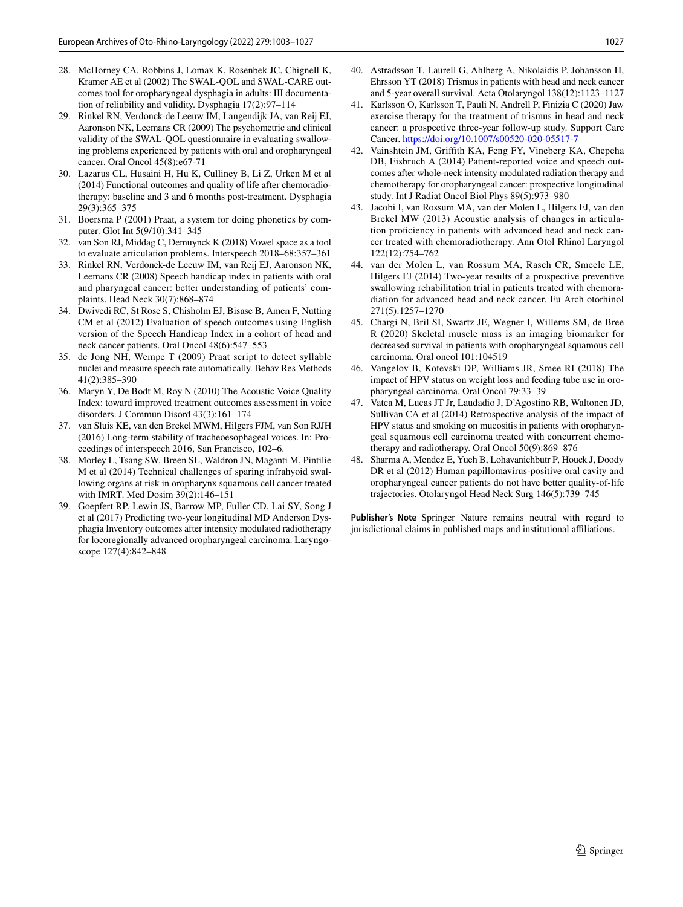28. McHorney CA, Robbins J, Lomax K, Rosenbek JC, Chignell K, Kramer AE et al (2002) The SWAL-QOL and SWAL-CARE outcomes tool for oropharyngeal dysphagia in adults: III documentation of reliability and validity. Dysphagia 17(2):97–114
29. Rinkel RN, Verdonck-de Leeuw IM, Langendijk JA, van Reij EJ, Aaronson NK, Leemans CR (2009) The psychometric and clinical validity of the SWAL-QOL questionnaire in evaluating swallowing problems experienced by patients with oral and oropharyngeal cancer. Oral Oncol 45(8):e67-71
30. Lazarus CL, Husaini H, Hu K, Culliney B, Li Z, Urken M et al (2014) Functional outcomes and quality of life after chemoradiotherapy: baseline and 3 and 6 months post-treatment. Dysphagia 29(3):365–375
31. Boersma P (2001) Praat, a system for doing phonetics by computer. Glot Int 5(9/10):341–345
32. van Son RJ, Middag C, Demuynck K (2018) Vowel space as a tool to evaluate articulation problems. Interspeech 2018–68:357–361
33. Rinkel RN, Verdonck-de Leeuw IM, van Reij EJ, Aaronson NK, Leemans CR (2008) Speech handicap index in patients with oral and pharyngeal cancer: better understanding of patients' complaints. Head Neck 30(7):868–874
34. Dwivedi RC, St Rose S, Chisholm EJ, Bisase B, Amen F, Nutting CM et al (2012) Evaluation of speech outcomes using English version of the Speech Handicap Index in a cohort of head and neck cancer patients. Oral Oncol 48(6):547–553
35. de Jong NH, Wempe T (2009) Praat script to detect syllable nuclei and measure speech rate automatically. Behav Res Methods 41(2):385–390
36. Maryn Y, De Bodt M, Roy N (2010) The Acoustic Voice Quality Index: toward improved treatment outcomes assessment in voice disorders. J Commun Disord 43(3):161–174
37. van Sluis KE, van den Brekel MWM, Hilgers FJM, van Son RJJH (2016) Long-term stability of tracheoesophageal voices. In: Proceedings of interspeech 2016, San Francisco, 102–6.
38. Morley L, Tsang SW, Breen SL, Waldron JN, Maganti M, Pintilie M et al (2014) Technical challenges of sparing infrahyoid swallowing organs at risk in oropharynx squamous cell cancer treated with IMRT. Med Dosim 39(2):146–151
39. Goepfert RP, Lewin JS, Barrow MP, Fuller CD, Lai SY, Song J et al (2017) Predicting two-year longitudinal MD Anderson Dysphagia Inventory outcomes after intensity modulated radiotherapy for locoregionally advanced oropharyngeal carcinoma. Laryngoscope 127(4):842–848
40. Astradsson T, Laurell G, Ahlberg A, Nikolaidis P, Johansson H, Ehrsson YT (2018) Trismus in patients with head and neck cancer and 5-year overall survival. Acta Otolaryngol 138(12):1123–1127
41. Karlsson O, Karlsson T, Pauli N, Andrell P, Finizia C (2020) Jaw exercise therapy for the treatment of trismus in head and neck cancer: a prospective three-year follow-up study. Support Care Cancer. https://doi.org/10.1007/s00520-020-05517-7
42. Vainshtein JM, Griffith KA, Feng FY, Vineberg KA, Chepeha DB, Eisbruch A (2014) Patient-reported voice and speech outcomes after whole-neck intensity modulated radiation therapy and chemotherapy for oropharyngeal cancer: prospective longitudinal study. Int J Radiat Oncol Biol Phys 89(5):973–980
43. Jacobi I, van Rossum MA, van der Molen L, Hilgers FJ, van den Brekel MW (2013) Acoustic analysis of changes in articulation proficiency in patients with advanced head and neck cancer treated with chemoradiotherapy. Ann Otol Rhinol Laryngol 122(12):754–762
44. van der Molen L, van Rossum MA, Rasch CR, Smeele LE, Hilgers FJ (2014) Two-year results of a prospective preventive swallowing rehabilitation trial in patients treated with chemoradiation for advanced head and neck cancer. Eu Arch otorhinol 271(5):1257–1270
45. Chargi N, Bril SI, Swartz JE, Wegner I, Willems SM, de Bree R (2020) Skeletal muscle mass is an imaging biomarker for decreased survival in patients with oropharyngeal squamous cell carcinoma. Oral oncol 101:104519
46. Vangelov B, Kotevski DP, Williams JR, Smee RI (2018) The impact of HPV status on weight loss and feeding tube use in oropharyngeal carcinoma. Oral Oncol 79:33–39
47. Vatca M, Lucas JT Jr, Laudadio J, D'Agostino RB, Waltonen JD, Sullivan CA et al (2014) Retrospective analysis of the impact of HPV status and smoking on mucositis in patients with oropharyngeal squamous cell carcinoma treated with concurrent chemotherapy and radiotherapy. Oral Oncol 50(9):869–876
48. Sharma A, Mendez E, Yueh B, Lohavanichbutr P, Houck J, Doody DR et al (2012) Human papillomavirus-positive oral cavity and oropharyngeal cancer patients do not have better quality-of-life trajectories. Otolaryngol Head Neck Surg 146(5):739–745

**Publisher's Note** Springer Nature remains neutral with regard to jurisdictional claims in published maps and institutional affiliations.